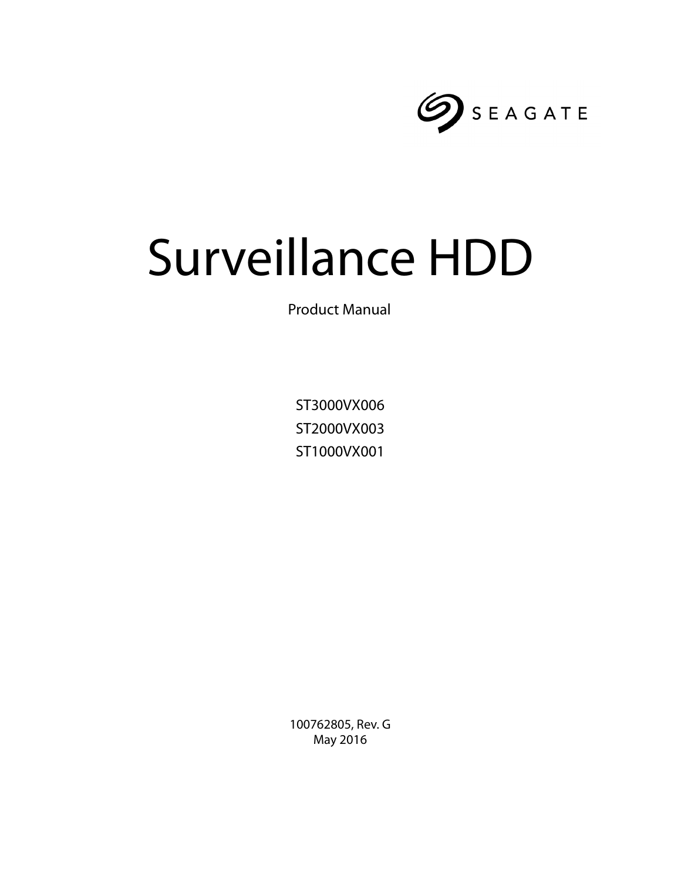SEAGATE

# Surveillance HDD

Product Manual

ST3000VX006
ST2000VX003
ST1000VX001

100762805, Rev. G
May 2016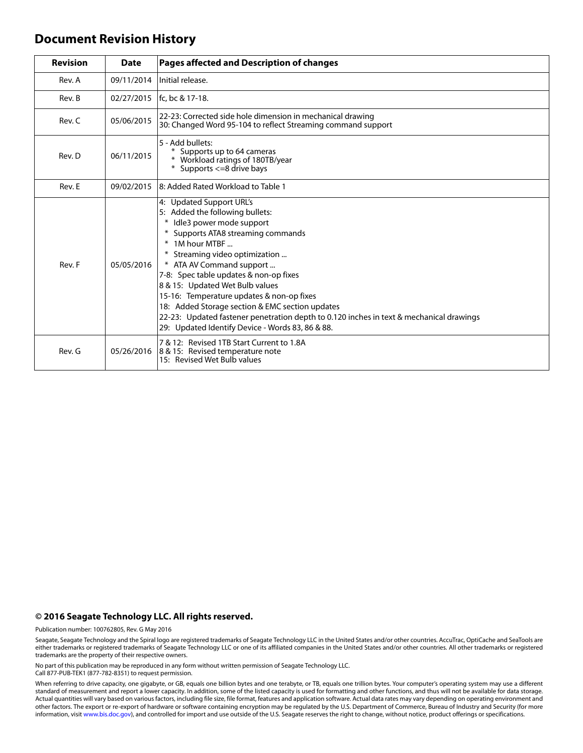## Document Revision History

| Revision | Date | Pages affected and Description of changes |
|---|---|---|
| Rev. A | 09/11/2014 | Initial release. |
| Rev. B | 02/27/2015 | fc, bc & 17-18. |
| Rev. C | 05/06/2015 | 22-23: Corrected side hole dimension in mechanical drawing<br>30: Changed Word 95-104 to reflect Streaming command support |
| Rev. D | 06/11/2015 | 5 - Add bullets:<br>* Supports up to 64 cameras<br>* Workload ratings of 180TB/year<br>* Supports <=8 drive bays |
| Rev. E | 09/02/2015 | 8: Added Rated Workload to Table 1 |
| Rev. F | 05/05/2016 | 4: Updated Support URL's<br>5: Added the following bullets:<br>* Idle3 power mode support<br>* Supports ATA8 streaming commands<br>* 1M hour MTBF ...<br>* Streaming video optimization ...<br>* ATA AV Command support ...<br>7-8: Spec table updates & non-op fixes<br>8 & 15: Updated Wet Bulb values<br>15-16: Temperature updates & non-op fixes<br>18: Added Storage section & EMC section updates<br>22-23: Updated fastener penetration depth to 0.120 inches in text & mechanical drawings<br>29: Updated Identify Device - Words 83, 86 & 88. |
| Rev. G | 05/26/2016 | 7 & 12: Revised 1TB Start Current to 1.8A<br>8 & 15: Revised temperature note<br>15: Revised Wet Bulb values |

**© 2016 Seagate Technology LLC. All rights reserved.**

Publication number: 100762805, Rev. G May 2016

Seagate, Seagate Technology and the Spiral logo are registered trademarks of Seagate Technology LLC in the United States and/or other countries. AccuTrac, OptiCache and SeaTools are either trademarks or registered trademarks of Seagate Technology LLC or one of its affiliated companies in the United States and/or other countries. All other trademarks or registered trademarks are the property of their respective owners.

No part of this publication may be reproduced in any form without written permission of Seagate Technology LLC.
Call 877-PUB-TEK1 (877-782-8351) to request permission.

When referring to drive capacity, one gigabyte, or GB, equals one billion bytes and one terabyte, or TB, equals one trillion bytes. Your computer's operating system may use a different standard of measurement and report a lower capacity. In addition, some of the listed capacity is used for formatting and other functions, and thus will not be available for data storage. Actual quantities will vary based on various factors, including file size, file format, features and application software. Actual data rates may vary depending on operating environment and other factors. The export or re-export of hardware or software containing encryption may be regulated by the U.S. Department of Commerce, Bureau of Industry and Security (for more information, visit www.bis.doc.gov), and controlled for import and use outside of the U.S. Seagate reserves the right to change, without notice, product offerings or specifications.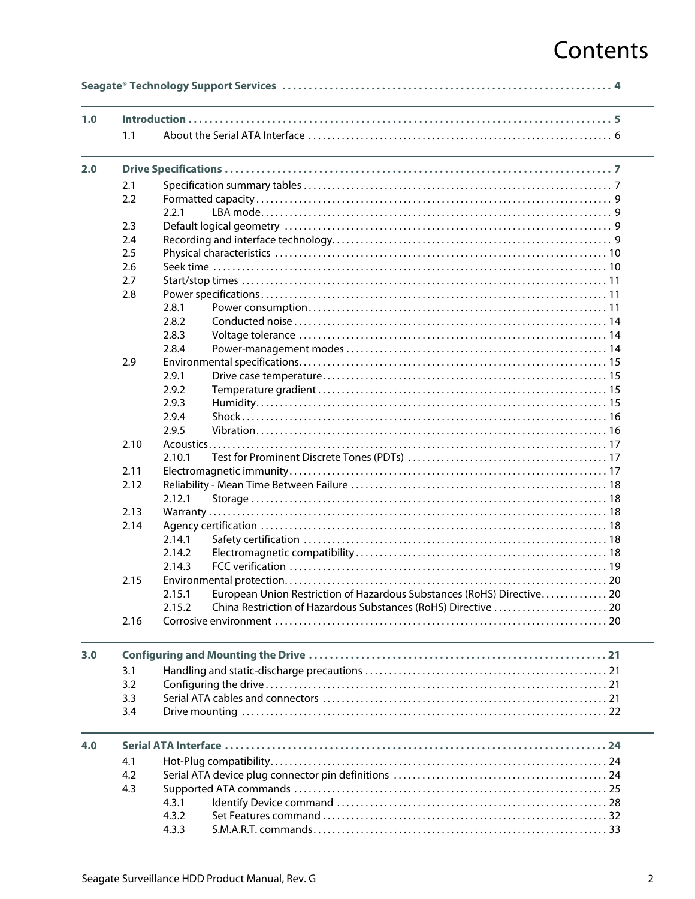# Contents

**Seagate® Technology Support Services . . . . . . . . . . 4**

**1.0 Introduction . . . . . . . . . . 5**

- 1.1 About the Serial ATA Interface . . . . . . . . . . 6

**2.0 Drive Specifications . . . . . . . . . . 7**

- 2.1 Specification summary tables . . . . . . . . . . 7
- 2.2 Formatted capacity . . . . . . . . . . 9
  - 2.2.1 LBA mode . . . . . . . . . . 9
- 2.3 Default logical geometry . . . . . . . . . . 9
- 2.4 Recording and interface technology . . . . . . . . . . 9
- 2.5 Physical characteristics . . . . . . . . . . 10
- 2.6 Seek time . . . . . . . . . . 10
- 2.7 Start/stop times . . . . . . . . . . 11
- 2.8 Power specifications . . . . . . . . . . 11
  - 2.8.1 Power consumption . . . . . . . . . . 11
  - 2.8.2 Conducted noise . . . . . . . . . . 14
  - 2.8.3 Voltage tolerance . . . . . . . . . . 14
  - 2.8.4 Power-management modes . . . . . . . . . . 14
- 2.9 Environmental specifications . . . . . . . . . . 15
  - 2.9.1 Drive case temperature . . . . . . . . . . 15
  - 2.9.2 Temperature gradient . . . . . . . . . . 15
  - 2.9.3 Humidity . . . . . . . . . . 15
  - 2.9.4 Shock . . . . . . . . . . 16
  - 2.9.5 Vibration . . . . . . . . . . 16
- 2.10 Acoustics . . . . . . . . . . 17
  - 2.10.1 Test for Prominent Discrete Tones (PDTs) . . . . . . . . . . 17
- 2.11 Electromagnetic immunity . . . . . . . . . . 17
- 2.12 Reliability - Mean Time Between Failure . . . . . . . . . . 18
  - 2.12.1 Storage . . . . . . . . . . 18
- 2.13 Warranty . . . . . . . . . . 18
- 2.14 Agency certification . . . . . . . . . . 18
  - 2.14.1 Safety certification . . . . . . . . . . 18
  - 2.14.2 Electromagnetic compatibility . . . . . . . . . . 18
  - 2.14.3 FCC verification . . . . . . . . . . 19
- 2.15 Environmental protection . . . . . . . . . . 20
  - 2.15.1 European Union Restriction of Hazardous Substances (RoHS) Directive . . . . . . . . . . 20
  - 2.15.2 China Restriction of Hazardous Substances (RoHS) Directive . . . . . . . . . . 20
- 2.16 Corrosive environment . . . . . . . . . . 20

**3.0 Configuring and Mounting the Drive . . . . . . . . . . 21**

- 3.1 Handling and static-discharge precautions . . . . . . . . . . 21
- 3.2 Configuring the drive . . . . . . . . . . 21
- 3.3 Serial ATA cables and connectors . . . . . . . . . . 21
- 3.4 Drive mounting . . . . . . . . . . 22

**4.0 Serial ATA Interface . . . . . . . . . . 24**

- 4.1 Hot-Plug compatibility . . . . . . . . . . 24
- 4.2 Serial ATA device plug connector pin definitions . . . . . . . . . . 24
- 4.3 Supported ATA commands . . . . . . . . . . 25
  - 4.3.1 Identify Device command . . . . . . . . . . 28
  - 4.3.2 Set Features command . . . . . . . . . . 32
  - 4.3.3 S.M.A.R.T. commands . . . . . . . . . . 33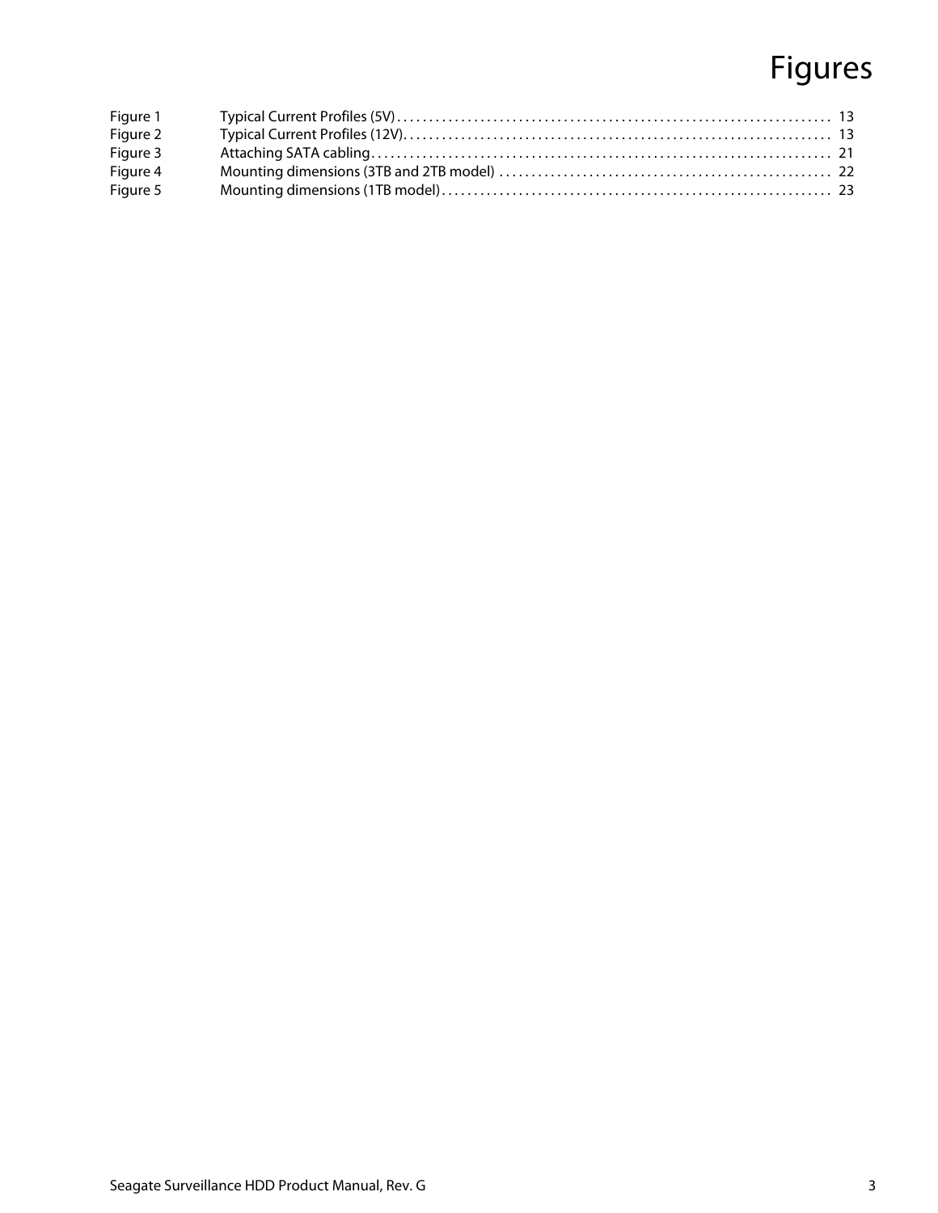# Figures

| | | |
|---|---|---|
| Figure 1 | Typical Current Profiles (5V) | 13 |
| Figure 2 | Typical Current Profiles (12V) | 13 |
| Figure 3 | Attaching SATA cabling | 21 |
| Figure 4 | Mounting dimensions (3TB and 2TB model) | 22 |
| Figure 5 | Mounting dimensions (1TB model) | 23 |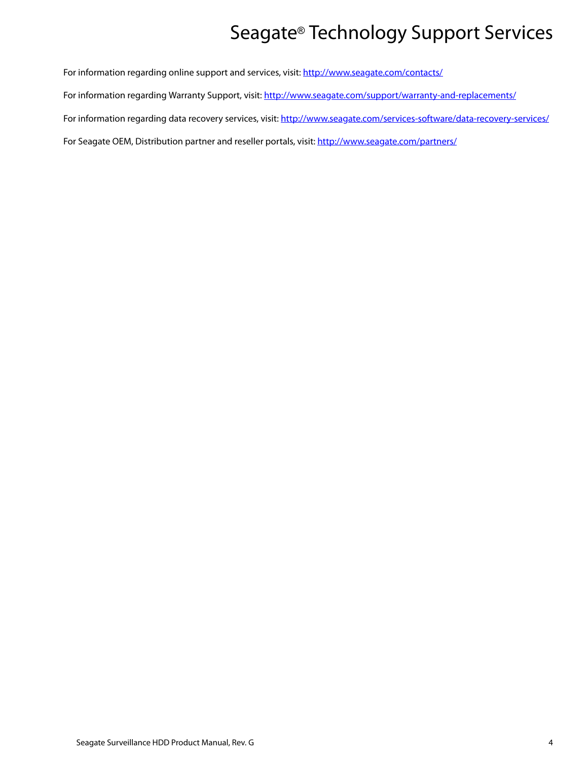# Seagate® Technology Support Services

For information regarding online support and services, visit: http://www.seagate.com/contacts/

For information regarding Warranty Support, visit: http://www.seagate.com/support/warranty-and-replacements/

For information regarding data recovery services, visit: http://www.seagate.com/services-software/data-recovery-services/

For Seagate OEM, Distribution partner and reseller portals, visit: http://www.seagate.com/partners/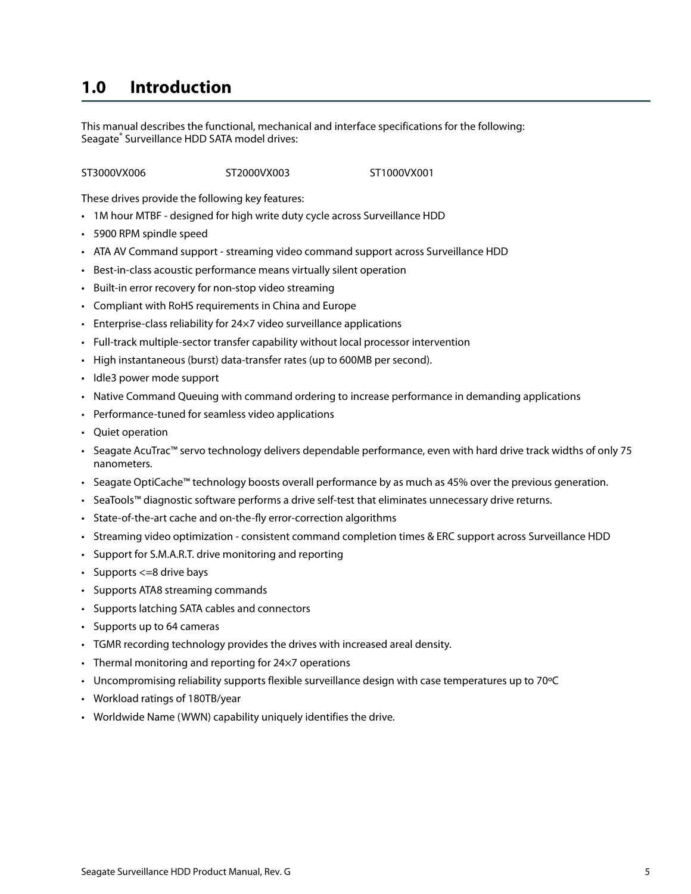# 1.0 Introduction

This manual describes the functional, mechanical and interface specifications for the following:
Seagate® Surveillance HDD SATA model drives:

ST3000VX006 ST2000VX003 ST1000VX001

These drives provide the following key features:

- 1M hour MTBF - designed for high write duty cycle across Surveillance HDD
- 5900 RPM spindle speed
- ATA AV Command support - streaming video command support across Surveillance HDD
- Best-in-class acoustic performance means virtually silent operation
- Built-in error recovery for non-stop video streaming
- Compliant with RoHS requirements in China and Europe
- Enterprise-class reliability for 24×7 video surveillance applications
- Full-track multiple-sector transfer capability without local processor intervention
- High instantaneous (burst) data-transfer rates (up to 600MB per second).
- Idle3 power mode support
- Native Command Queuing with command ordering to increase performance in demanding applications
- Performance-tuned for seamless video applications
- Quiet operation
- Seagate AcuTrac™ servo technology delivers dependable performance, even with hard drive track widths of only 75 nanometers.
- Seagate OptiCache™ technology boosts overall performance by as much as 45% over the previous generation.
- SeaTools™ diagnostic software performs a drive self-test that eliminates unnecessary drive returns.
- State-of-the-art cache and on-the-fly error-correction algorithms
- Streaming video optimization - consistent command completion times & ERC support across Surveillance HDD
- Support for S.M.A.R.T. drive monitoring and reporting
- Supports <=8 drive bays
- Supports ATA8 streaming commands
- Supports latching SATA cables and connectors
- Supports up to 64 cameras
- TGMR recording technology provides the drives with increased areal density.
- Thermal monitoring and reporting for 24×7 operations
- Uncompromising reliability supports flexible surveillance design with case temperatures up to 70ºC
- Workload ratings of 180TB/year
- Worldwide Name (WWN) capability uniquely identifies the drive.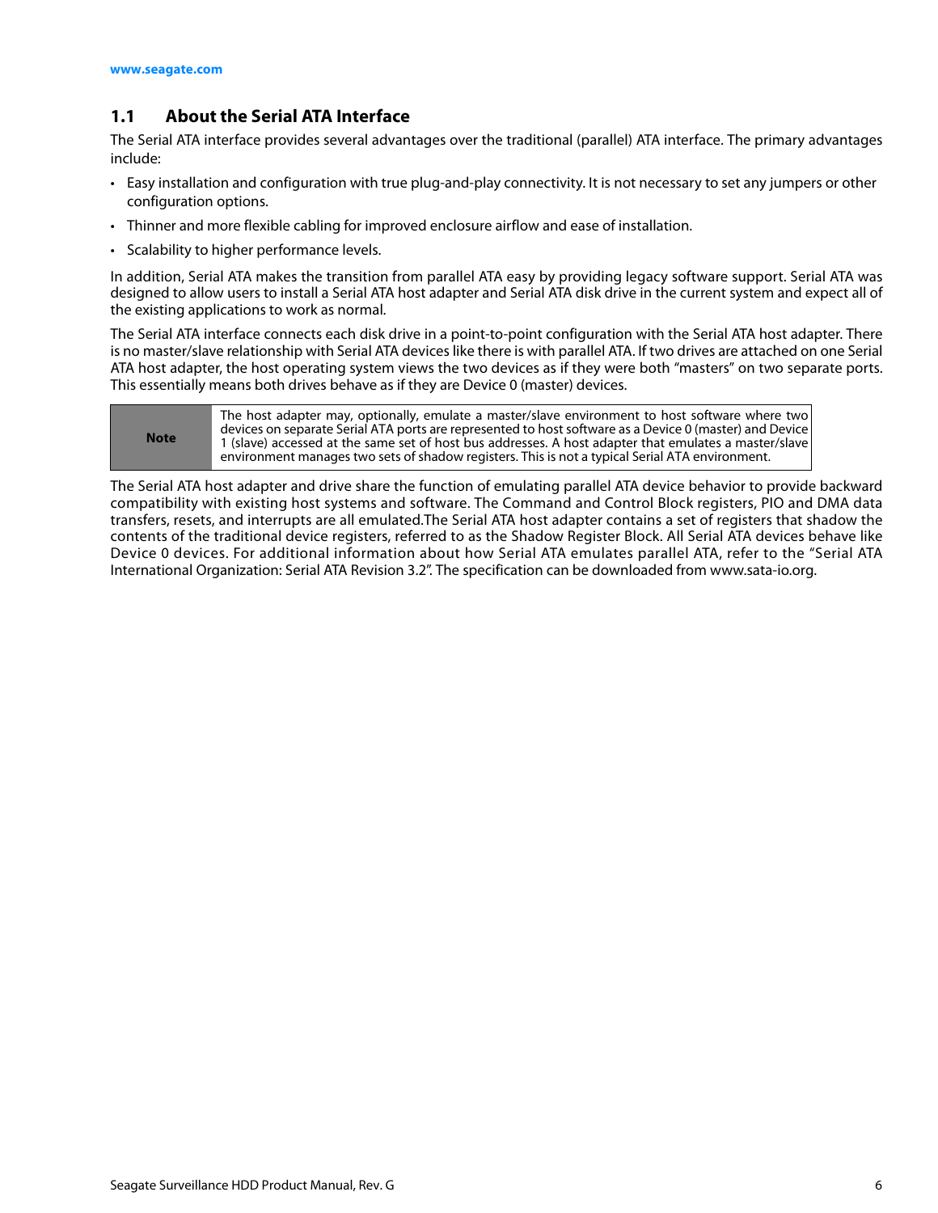## 1.1 About the Serial ATA Interface

The Serial ATA interface provides several advantages over the traditional (parallel) ATA interface. The primary advantages include:

- Easy installation and configuration with true plug-and-play connectivity. It is not necessary to set any jumpers or other configuration options.
- Thinner and more flexible cabling for improved enclosure airflow and ease of installation.
- Scalability to higher performance levels.

In addition, Serial ATA makes the transition from parallel ATA easy by providing legacy software support. Serial ATA was designed to allow users to install a Serial ATA host adapter and Serial ATA disk drive in the current system and expect all of the existing applications to work as normal.

The Serial ATA interface connects each disk drive in a point-to-point configuration with the Serial ATA host adapter. There is no master/slave relationship with Serial ATA devices like there is with parallel ATA. If two drives are attached on one Serial ATA host adapter, the host operating system views the two devices as if they were both "masters" on two separate ports. This essentially means both drives behave as if they are Device 0 (master) devices.

| **Note** | The host adapter may, optionally, emulate a master/slave environment to host software where two devices on separate Serial ATA ports are represented to host software as a Device 0 (master) and Device 1 (slave) accessed at the same set of host bus addresses. A host adapter that emulates a master/slave environment manages two sets of shadow registers. This is not a typical Serial ATA environment. |
|---|---|

The Serial ATA host adapter and drive share the function of emulating parallel ATA device behavior to provide backward compatibility with existing host systems and software. The Command and Control Block registers, PIO and DMA data transfers, resets, and interrupts are all emulated.The Serial ATA host adapter contains a set of registers that shadow the contents of the traditional device registers, referred to as the Shadow Register Block. All Serial ATA devices behave like Device 0 devices. For additional information about how Serial ATA emulates parallel ATA, refer to the "Serial ATA International Organization: Serial ATA Revision 3.2". The specification can be downloaded from www.sata-io.org.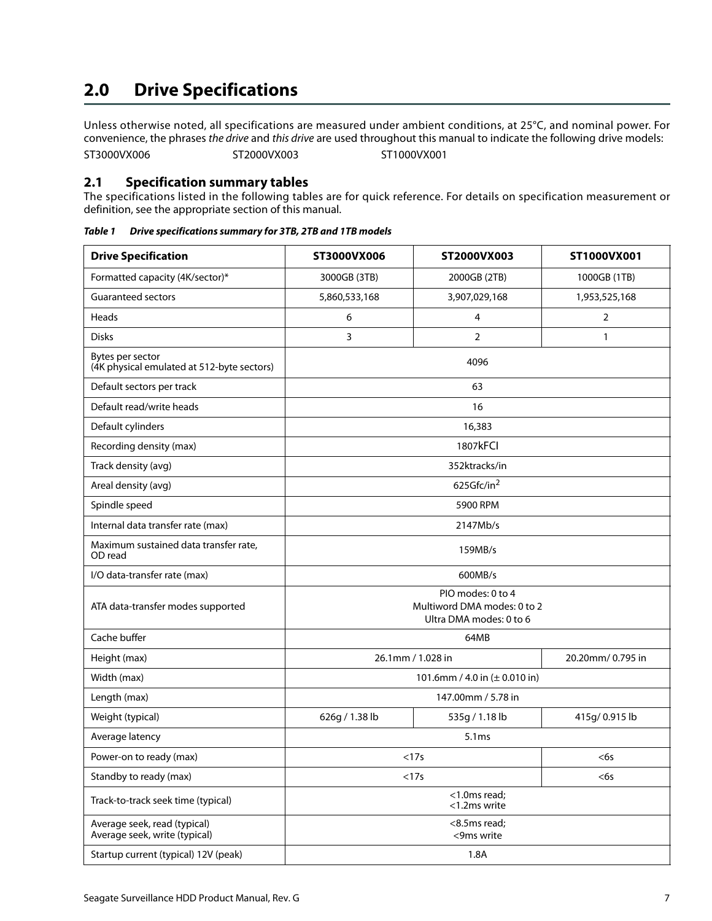# 2.0 Drive Specifications

Unless otherwise noted, all specifications are measured under ambient conditions, at 25°C, and nominal power. For convenience, the phrases *the drive* and *this drive* are used throughout this manual to indicate the following drive models:

ST3000VX006 ST2000VX003 ST1000VX001

## 2.1 Specification summary tables

The specifications listed in the following tables are for quick reference. For details on specification measurement or definition, see the appropriate section of this manual.

***Table 1 Drive specifications summary for 3TB, 2TB and 1TB models***

| Drive Specification | ST3000VX006 | ST2000VX003 | ST1000VX001 |
|---|---|---|---|
| Formatted capacity (4K/sector)* | 3000GB (3TB) | 2000GB (2TB) | 1000GB (1TB) |
| Guaranteed sectors | 5,860,533,168 | 3,907,029,168 | 1,953,525,168 |
| Heads | 6 | 4 | 2 |
| Disks | 3 | 2 | 1 |
| Bytes per sector (4K physical emulated at 512-byte sectors) | 4096 | | |
| Default sectors per track | 63 | | |
| Default read/write heads | 16 | | |
| Default cylinders | 16,383 | | |
| Recording density (max) | 1807kFCI | | |
| Track density (avg) | 352ktracks/in | | |
| Areal density (avg) | 625Gfc/in$^2$ | | |
| Spindle speed | 5900 RPM | | |
| Internal data transfer rate (max) | 2147Mb/s | | |
| Maximum sustained data transfer rate, OD read | 159MB/s | | |
| I/O data-transfer rate (max) | 600MB/s | | |
| ATA data-transfer modes supported | PIO modes: 0 to 4<br>Multiword DMA modes: 0 to 2<br>Ultra DMA modes: 0 to 6 | | |
| Cache buffer | 64MB | | |
| Height (max) | 26.1mm / 1.028 in | | 20.20mm/ 0.795 in |
| Width (max) | 101.6mm / 4.0 in (± 0.010 in) | | |
| Length (max) | 147.00mm / 5.78 in | | |
| Weight (typical) | 626g / 1.38 lb | 535g / 1.18 lb | 415g/ 0.915 lb |
| Average latency | 5.1ms | | |
| Power-on to ready (max) | <17s | | <6s |
| Standby to ready (max) | <17s | | <6s |
| Track-to-track seek time (typical) | <1.0ms read;<br><1.2ms write | | |
| Average seek, read (typical)<br>Average seek, write (typical) | <8.5ms read;<br><9ms write | | |
| Startup current (typical) 12V (peak) | 1.8A | | |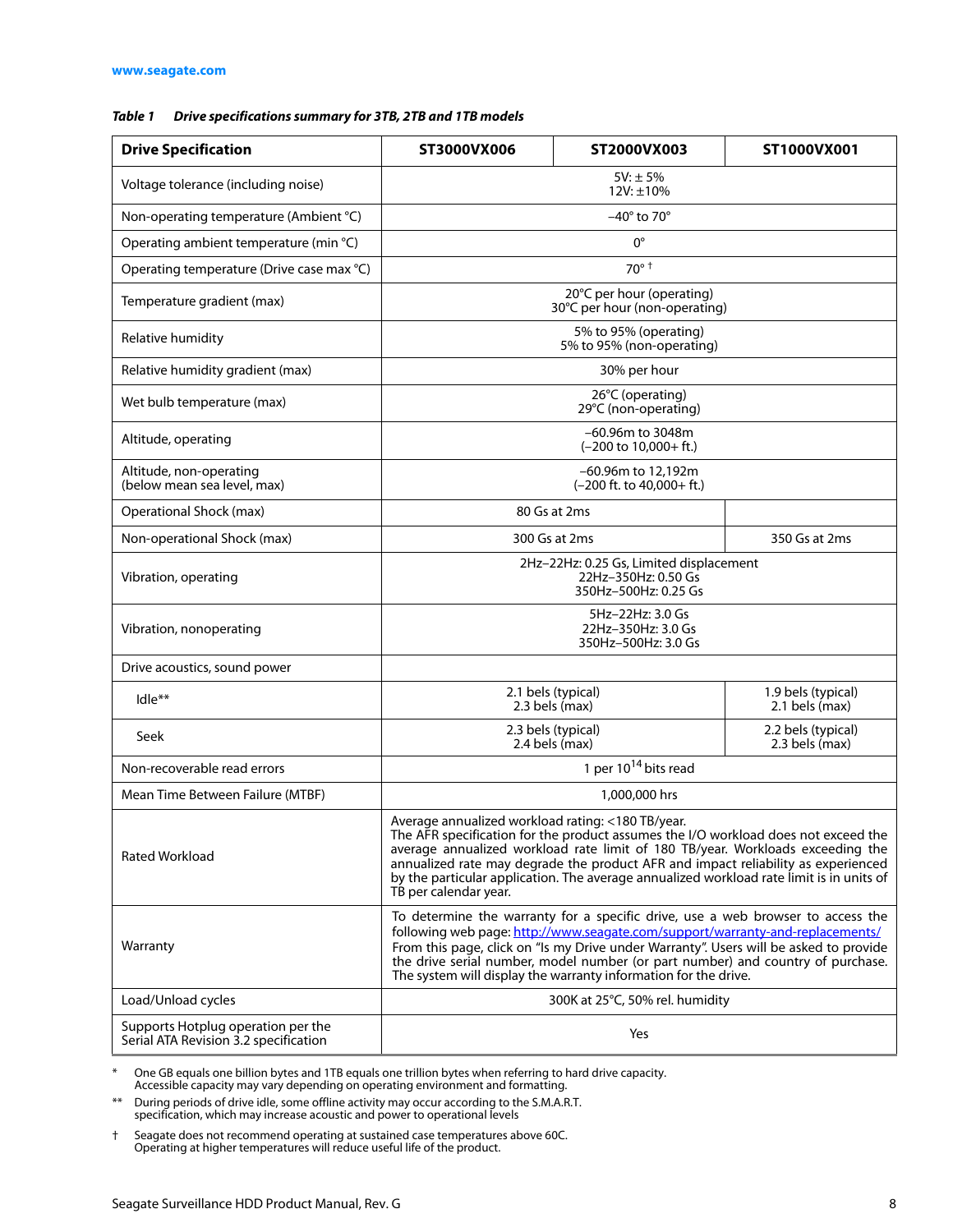www.seagate.com

*Table 1 Drive specifications summary for 3TB, 2TB and 1TB models*

| Drive Specification | ST3000VX006 | ST2000VX003 | ST1000VX001 |
|---|---|---|---|
| Voltage tolerance (including noise) | 5V: ± 5%<br>12V: ±10% | | |
| Non-operating temperature (Ambient °C) | –40° to 70° | | |
| Operating ambient temperature (min °C) | 0° | | |
| Operating temperature (Drive case max °C) | 70° † | | |
| Temperature gradient (max) | 20°C per hour (operating)<br>30°C per hour (non-operating) | | |
| Relative humidity | 5% to 95% (operating)<br>5% to 95% (non-operating) | | |
| Relative humidity gradient (max) | 30% per hour | | |
| Wet bulb temperature (max) | 26°C (operating)<br>29°C (non-operating) | | |
| Altitude, operating | –60.96m to 3048m<br>(–200 to 10,000+ ft.) | | |
| Altitude, non-operating<br>(below mean sea level, max) | –60.96m to 12,192m<br>(–200 ft. to 40,000+ ft.) | | |
| Operational Shock (max) | 80 Gs at 2ms | | |
| Non-operational Shock (max) | 300 Gs at 2ms | | 350 Gs at 2ms |
| Vibration, operating | 2Hz–22Hz: 0.25 Gs, Limited displacement<br>22Hz–350Hz: 0.50 Gs<br>350Hz–500Hz: 0.25 Gs | | |
| Vibration, nonoperating | 5Hz–22Hz: 3.0 Gs<br>22Hz–350Hz: 3.0 Gs<br>350Hz–500Hz: 3.0 Gs | | |
| Drive acoustics, sound power | | | |
| Idle** | 2.1 bels (typical)<br>2.3 bels (max) | | 1.9 bels (typical)<br>2.1 bels (max) |
| Seek | 2.3 bels (typical)<br>2.4 bels (max) | | 2.2 bels (typical)<br>2.3 bels (max) |
| Non-recoverable read errors | 1 per $10^{14}$ bits read | | |
| Mean Time Between Failure (MTBF) | 1,000,000 hrs | | |
| Rated Workload | Average annualized workload rating: <180 TB/year.<br>The AFR specification for the product assumes the I/O workload does not exceed the average annualized workload rate limit of 180 TB/year. Workloads exceeding the annualized rate may degrade the product AFR and impact reliability as experienced by the particular application. The average annualized workload rate limit is in units of TB per calendar year. | | |
| Warranty | To determine the warranty for a specific drive, use a web browser to access the following web page: http://www.seagate.com/support/warranty-and-replacements/<br>From this page, click on "Is my Drive under Warranty". Users will be asked to provide the drive serial number, model number (or part number) and country of purchase. The system will display the warranty information for the drive. | | |
| Load/Unload cycles | 300K at 25°C, 50% rel. humidity | | |
| Supports Hotplug operation per the Serial ATA Revision 3.2 specification | Yes | | |

\* One GB equals one billion bytes and 1TB equals one trillion bytes when referring to hard drive capacity. Accessible capacity may vary depending on operating environment and formatting.

\*\* During periods of drive idle, some offline activity may occur according to the S.M.A.R.T. specification, which may increase acoustic and power to operational levels

† Seagate does not recommend operating at sustained case temperatures above 60C. Operating at higher temperatures will reduce useful life of the product.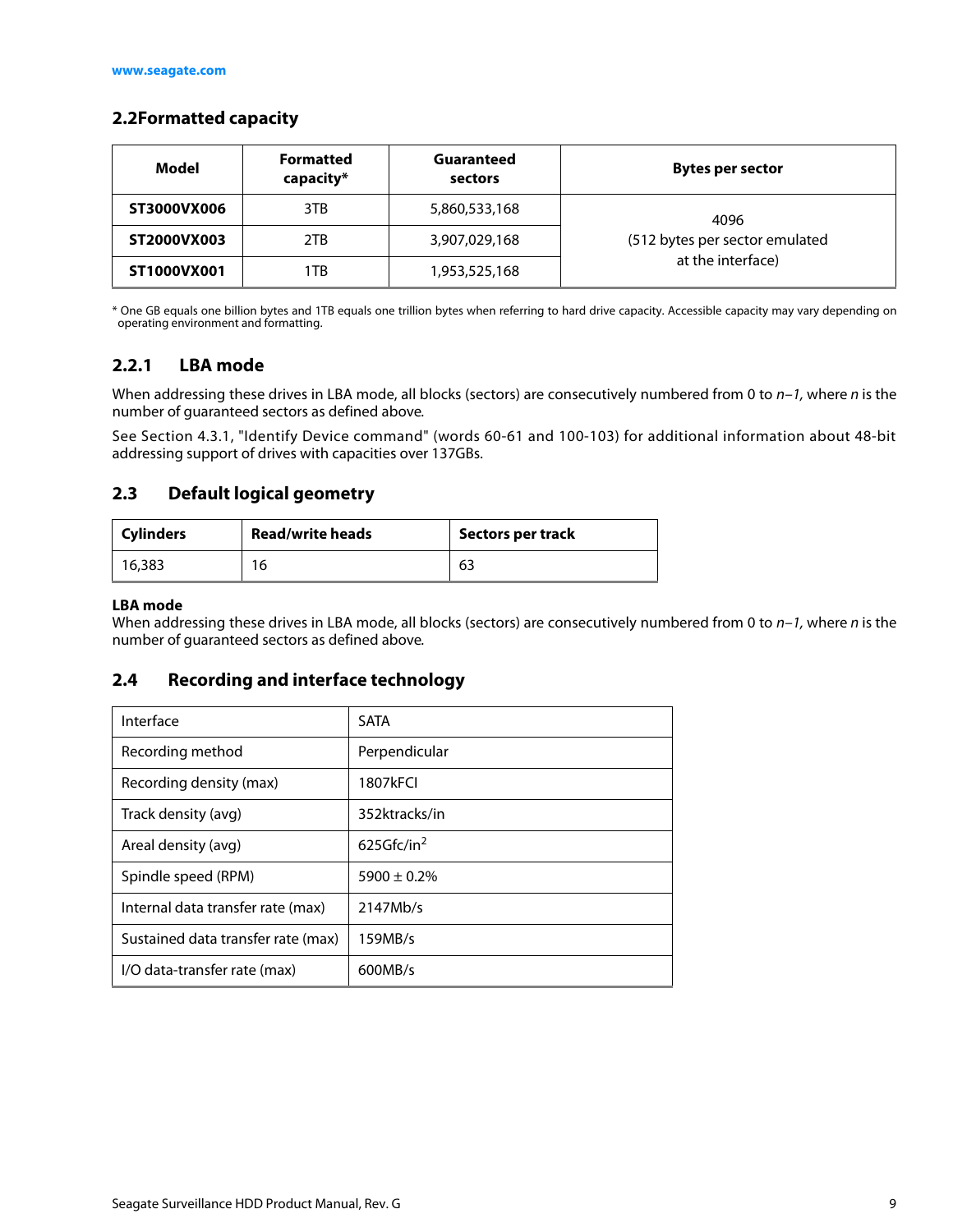## 2.2Formatted capacity

| Model | Formatted capacity* | Guaranteed sectors | Bytes per sector |
|---|---|---|---|
| **ST3000VX006** | 3TB | 5,860,533,168 | 4096 (512 bytes per sector emulated at the interface) |
| **ST2000VX003** | 2TB | 3,907,029,168 | |
| **ST1000VX001** | 1TB | 1,953,525,168 | |

* One GB equals one billion bytes and 1TB equals one trillion bytes when referring to hard drive capacity. Accessible capacity may vary depending on operating environment and formatting.

### 2.2.1 LBA mode

When addressing these drives in LBA mode, all blocks (sectors) are consecutively numbered from 0 to *n–1*, where *n* is the number of guaranteed sectors as defined above.

See Section 4.3.1, "Identify Device command" (words 60-61 and 100-103) for additional information about 48-bit addressing support of drives with capacities over 137GBs.

## 2.3 Default logical geometry

| Cylinders | Read/write heads | Sectors per track |
|---|---|---|
| 16,383 | 16 | 63 |

**LBA mode**
When addressing these drives in LBA mode, all blocks (sectors) are consecutively numbered from 0 to *n–1*, where *n* is the number of guaranteed sectors as defined above.

## 2.4 Recording and interface technology

| | |
|---|---|
| Interface | SATA |
| Recording method | Perpendicular |
| Recording density (max) | 1807kFCI |
| Track density (avg) | 352ktracks/in |
| Areal density (avg) | 625Gfc/in$^2$ |
| Spindle speed (RPM) | 5900 ± 0.2% |
| Internal data transfer rate (max) | 2147Mb/s |
| Sustained data transfer rate (max) | 159MB/s |
| I/O data-transfer rate (max) | 600MB/s |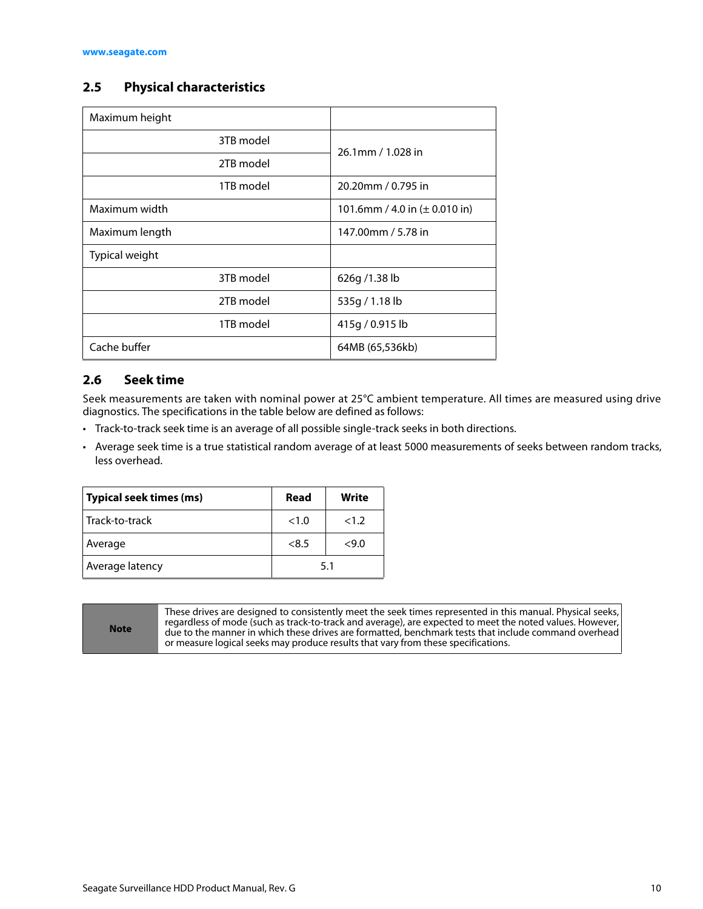## 2.5 Physical characteristics

| Maximum height | |
|---|---|
| 3TB model | 26.1mm / 1.028 in |
| 2TB model | |
| 1TB model | 20.20mm / 0.795 in |
| Maximum width | 101.6mm / 4.0 in (± 0.010 in) |
| Maximum length | 147.00mm / 5.78 in |
| Typical weight | |
| 3TB model | 626g /1.38 lb |
| 2TB model | 535g / 1.18 lb |
| 1TB model | 415g / 0.915 lb |
| Cache buffer | 64MB (65,536kb) |

## 2.6 Seek time

Seek measurements are taken with nominal power at 25°C ambient temperature. All times are measured using drive diagnostics. The specifications in the table below are defined as follows:

- Track-to-track seek time is an average of all possible single-track seeks in both directions.
- Average seek time is a true statistical random average of at least 5000 measurements of seeks between random tracks, less overhead.

| **Typical seek times (ms)** | **Read** | **Write** |
|---|---|---|
| Track-to-track | <1.0 | <1.2 |
| Average | <8.5 | <9.0 |
| Average latency | 5.1 | |

| **Note** | These drives are designed to consistently meet the seek times represented in this manual. Physical seeks, regardless of mode (such as track-to-track and average), are expected to meet the noted values. However, due to the manner in which these drives are formatted, benchmark tests that include command overhead or measure logical seeks may produce results that vary from these specifications. |
|---|---|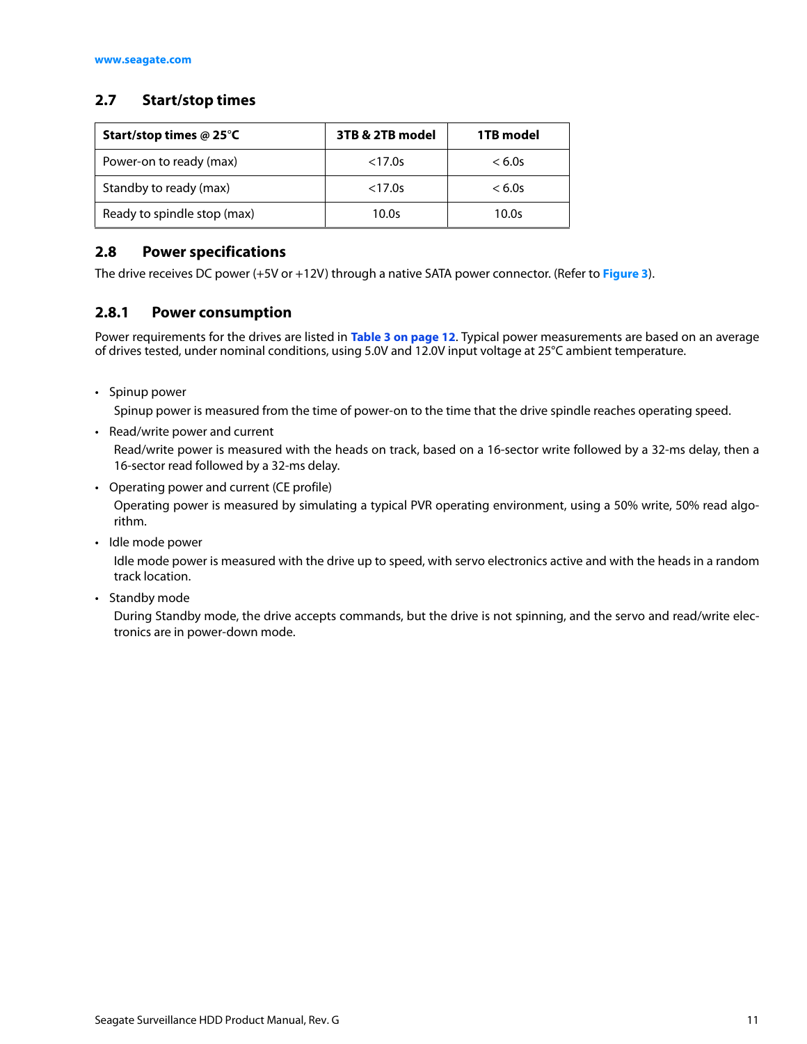## 2.7 Start/stop times

| Start/stop times @ 25°C | 3TB & 2TB model | 1TB model |
|---|---|---|
| Power-on to ready (max) | <17.0s | < 6.0s |
| Standby to ready (max) | <17.0s | < 6.0s |
| Ready to spindle stop (max) | 10.0s | 10.0s |

## 2.8 Power specifications

The drive receives DC power (+5V or +12V) through a native SATA power connector. (Refer to **Figure 3**).

### 2.8.1 Power consumption

Power requirements for the drives are listed in **Table 3 on page 12**. Typical power measurements are based on an average of drives tested, under nominal conditions, using 5.0V and 12.0V input voltage at 25°C ambient temperature.

- Spinup power

  Spinup power is measured from the time of power-on to the time that the drive spindle reaches operating speed.

- Read/write power and current

  Read/write power is measured with the heads on track, based on a 16-sector write followed by a 32-ms delay, then a 16-sector read followed by a 32-ms delay.

- Operating power and current (CE profile)

  Operating power is measured by simulating a typical PVR operating environment, using a 50% write, 50% read algorithm.

- Idle mode power

  Idle mode power is measured with the drive up to speed, with servo electronics active and with the heads in a random track location.

- Standby mode

  During Standby mode, the drive accepts commands, but the drive is not spinning, and the servo and read/write electronics are in power-down mode.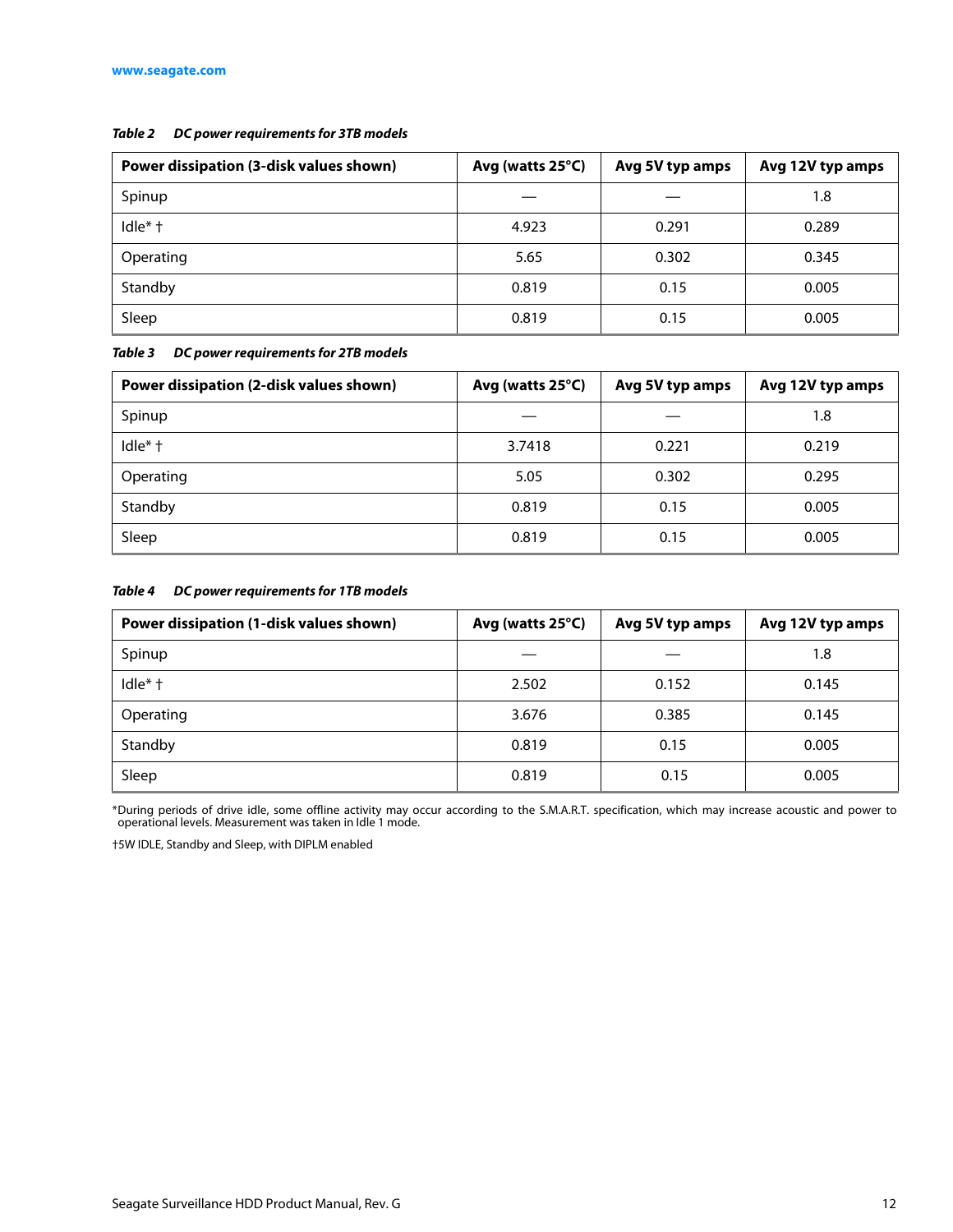*Table 2 DC power requirements for 3TB models*

| Power dissipation (3-disk values shown) | Avg (watts 25°C) | Avg 5V typ amps | Avg 12V typ amps |
|---|---|---|---|
| Spinup | — | — | 1.8 |
| Idle* † | 4.923 | 0.291 | 0.289 |
| Operating | 5.65 | 0.302 | 0.345 |
| Standby | 0.819 | 0.15 | 0.005 |
| Sleep | 0.819 | 0.15 | 0.005 |

*Table 3 DC power requirements for 2TB models*

| Power dissipation (2-disk values shown) | Avg (watts 25°C) | Avg 5V typ amps | Avg 12V typ amps |
|---|---|---|---|
| Spinup | — | — | 1.8 |
| Idle* † | 3.7418 | 0.221 | 0.219 |
| Operating | 5.05 | 0.302 | 0.295 |
| Standby | 0.819 | 0.15 | 0.005 |
| Sleep | 0.819 | 0.15 | 0.005 |

*Table 4 DC power requirements for 1TB models*

| Power dissipation (1-disk values shown) | Avg (watts 25°C) | Avg 5V typ amps | Avg 12V typ amps |
|---|---|---|---|
| Spinup | — | — | 1.8 |
| Idle* † | 2.502 | 0.152 | 0.145 |
| Operating | 3.676 | 0.385 | 0.145 |
| Standby | 0.819 | 0.15 | 0.005 |
| Sleep | 0.819 | 0.15 | 0.005 |

*During periods of drive idle, some offline activity may occur according to the S.M.A.R.T. specification, which may increase acoustic and power to operational levels. Measurement was taken in Idle 1 mode.

†5W IDLE, Standby and Sleep, with DIPLM enabled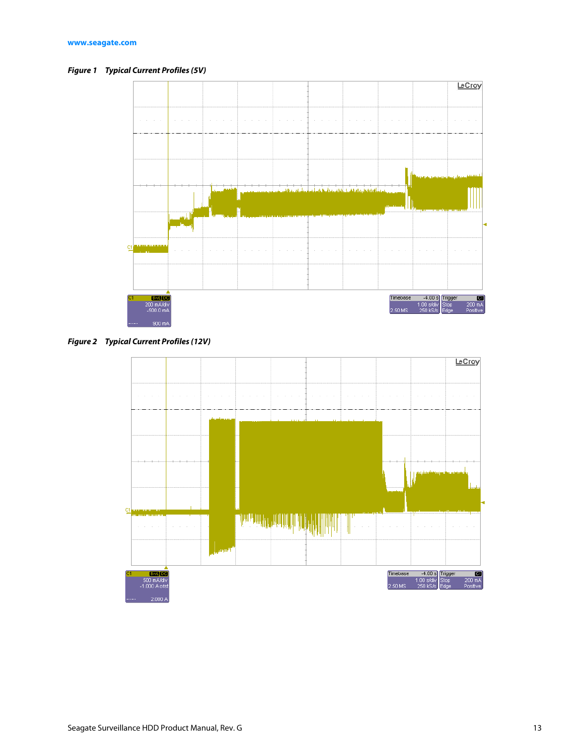*Figure 1 Typical Current Profiles (5V)*

*Figure 2 Typical Current Profiles (12V)*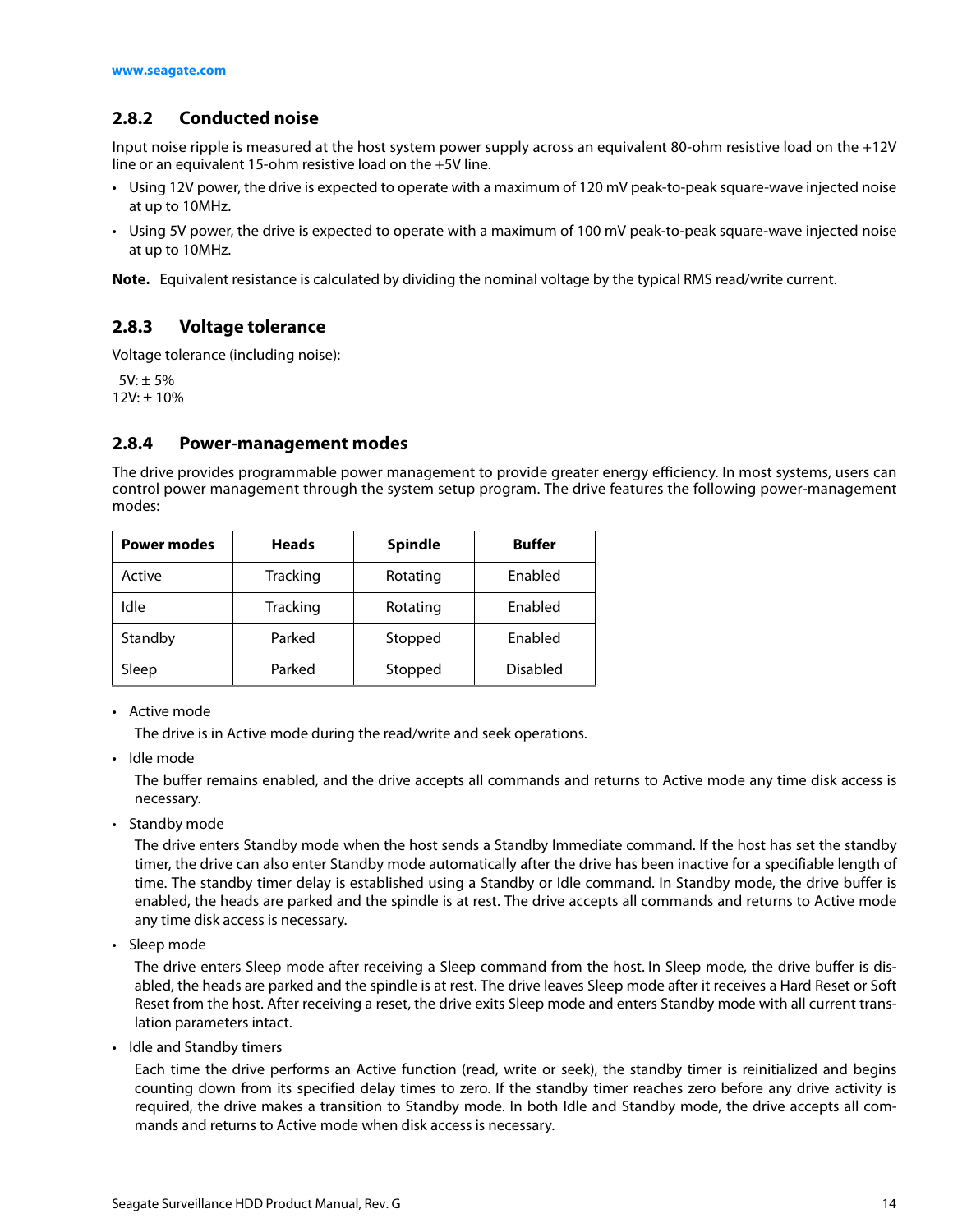### 2.8.2 Conducted noise

Input noise ripple is measured at the host system power supply across an equivalent 80-ohm resistive load on the +12V line or an equivalent 15-ohm resistive load on the +5V line.

- Using 12V power, the drive is expected to operate with a maximum of 120 mV peak-to-peak square-wave injected noise at up to 10MHz.
- Using 5V power, the drive is expected to operate with a maximum of 100 mV peak-to-peak square-wave injected noise at up to 10MHz.

**Note.** Equivalent resistance is calculated by dividing the nominal voltage by the typical RMS read/write current.

### 2.8.3 Voltage tolerance

Voltage tolerance (including noise):

5V: ± 5%
12V: ± 10%

### 2.8.4 Power-management modes

The drive provides programmable power management to provide greater energy efficiency. In most systems, users can control power management through the system setup program. The drive features the following power-management modes:

| Power modes | Heads | Spindle | Buffer |
|---|---|---|---|
| Active | Tracking | Rotating | Enabled |
| Idle | Tracking | Rotating | Enabled |
| Standby | Parked | Stopped | Enabled |
| Sleep | Parked | Stopped | Disabled |

- Active mode

  The drive is in Active mode during the read/write and seek operations.

- Idle mode

  The buffer remains enabled, and the drive accepts all commands and returns to Active mode any time disk access is necessary.

- Standby mode

  The drive enters Standby mode when the host sends a Standby Immediate command. If the host has set the standby timer, the drive can also enter Standby mode automatically after the drive has been inactive for a specifiable length of time. The standby timer delay is established using a Standby or Idle command. In Standby mode, the drive buffer is enabled, the heads are parked and the spindle is at rest. The drive accepts all commands and returns to Active mode any time disk access is necessary.

- Sleep mode

  The drive enters Sleep mode after receiving a Sleep command from the host. In Sleep mode, the drive buffer is disabled, the heads are parked and the spindle is at rest. The drive leaves Sleep mode after it receives a Hard Reset or Soft Reset from the host. After receiving a reset, the drive exits Sleep mode and enters Standby mode with all current translation parameters intact.

- Idle and Standby timers

  Each time the drive performs an Active function (read, write or seek), the standby timer is reinitialized and begins counting down from its specified delay times to zero. If the standby timer reaches zero before any drive activity is required, the drive makes a transition to Standby mode. In both Idle and Standby mode, the drive accepts all commands and returns to Active mode when disk access is necessary.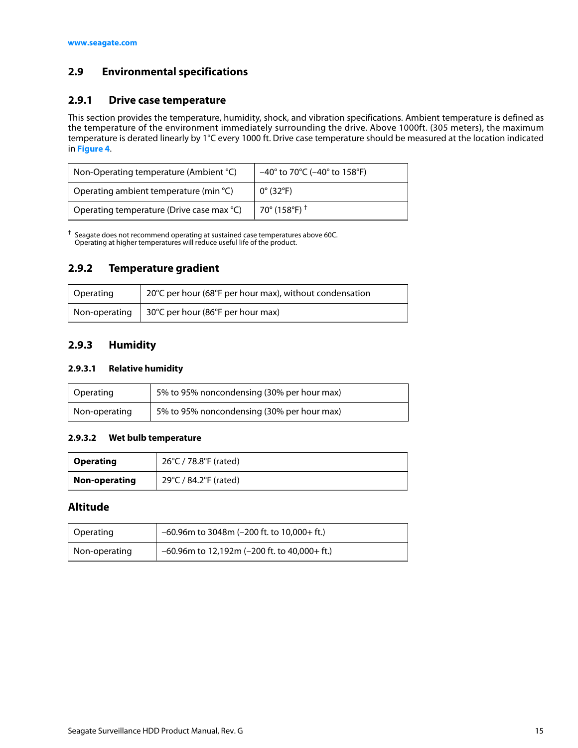## 2.9 Environmental specifications

### 2.9.1 Drive case temperature

This section provides the temperature, humidity, shock, and vibration specifications. Ambient temperature is defined as the temperature of the environment immediately surrounding the drive. Above 1000ft. (305 meters), the maximum temperature is derated linearly by 1°C every 1000 ft. Drive case temperature should be measured at the location indicated in **Figure 4**.

| Non-Operating temperature (Ambient °C) | –40° to 70°C (–40° to 158°F) |
|---|---|
| Operating ambient temperature (min °C) | 0° (32°F) |
| Operating temperature (Drive case max °C) | 70° (158°F) † |

† Seagate does not recommend operating at sustained case temperatures above 60C. Operating at higher temperatures will reduce useful life of the product.

### 2.9.2 Temperature gradient

| Operating | 20°C per hour (68°F per hour max), without condensation |
|---|---|
| Non-operating | 30°C per hour (86°F per hour max) |

### 2.9.3 Humidity

#### 2.9.3.1 Relative humidity

| Operating | 5% to 95% noncondensing (30% per hour max) |
|---|---|
| Non-operating | 5% to 95% noncondensing (30% per hour max) |

#### 2.9.3.2 Wet bulb temperature

| **Operating** | 26°C / 78.8°F (rated) |
|---|---|
| **Non-operating** | 29°C / 84.2°F (rated) |

### Altitude

| Operating | –60.96m to 3048m (–200 ft. to 10,000+ ft.) |
|---|---|
| Non-operating | –60.96m to 12,192m (–200 ft. to 40,000+ ft.) |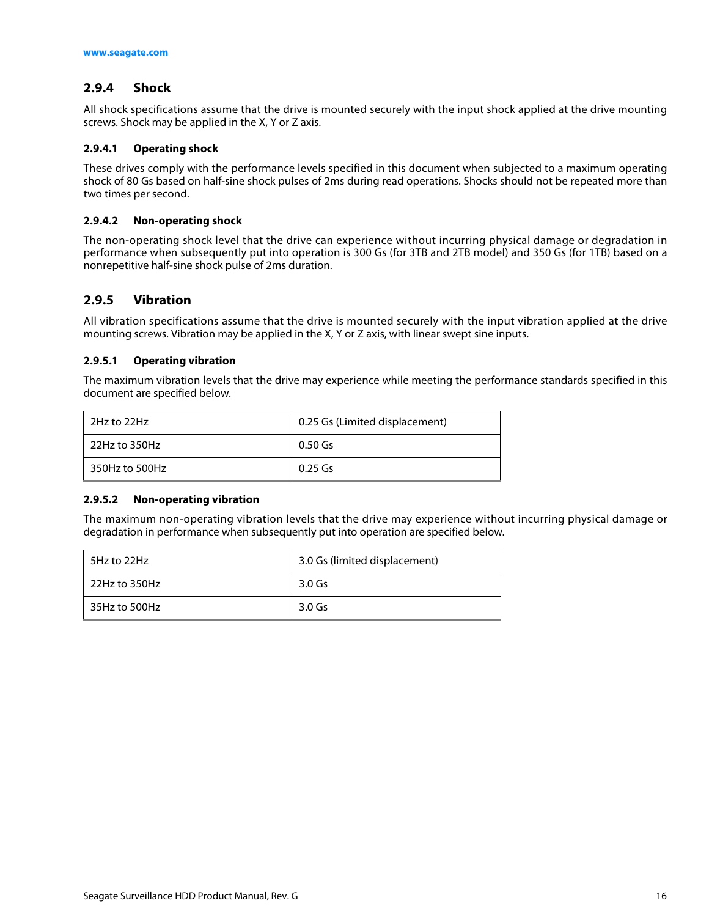### 2.9.4 Shock

All shock specifications assume that the drive is mounted securely with the input shock applied at the drive mounting screws. Shock may be applied in the X, Y or Z axis.

#### 2.9.4.1 Operating shock

These drives comply with the performance levels specified in this document when subjected to a maximum operating shock of 80 Gs based on half-sine shock pulses of 2ms during read operations. Shocks should not be repeated more than two times per second.

#### 2.9.4.2 Non-operating shock

The non-operating shock level that the drive can experience without incurring physical damage or degradation in performance when subsequently put into operation is 300 Gs (for 3TB and 2TB model) and 350 Gs (for 1TB) based on a nonrepetitive half-sine shock pulse of 2ms duration.

### 2.9.5 Vibration

All vibration specifications assume that the drive is mounted securely with the input vibration applied at the drive mounting screws. Vibration may be applied in the X, Y or Z axis, with linear swept sine inputs.

#### 2.9.5.1 Operating vibration

The maximum vibration levels that the drive may experience while meeting the performance standards specified in this document are specified below.

| | |
|---|---|
| 2Hz to 22Hz | 0.25 Gs (Limited displacement) |
| 22Hz to 350Hz | 0.50 Gs |
| 350Hz to 500Hz | 0.25 Gs |

#### 2.9.5.2 Non-operating vibration

The maximum non-operating vibration levels that the drive may experience without incurring physical damage or degradation in performance when subsequently put into operation are specified below.

| | |
|---|---|
| 5Hz to 22Hz | 3.0 Gs (limited displacement) |
| 22Hz to 350Hz | 3.0 Gs |
| 35Hz to 500Hz | 3.0 Gs |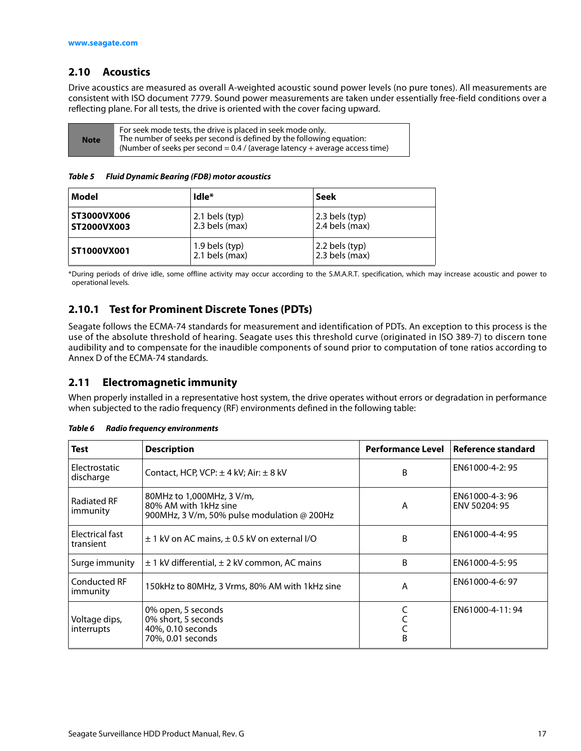## 2.10 Acoustics

Drive acoustics are measured as overall A-weighted acoustic sound power levels (no pure tones). All measurements are consistent with ISO document 7779. Sound power measurements are taken under essentially free-field conditions over a reflecting plane. For all tests, the drive is oriented with the cover facing upward.

| Note | For seek mode tests, the drive is placed in seek mode only.<br>The number of seeks per second is defined by the following equation:<br>(Number of seeks per second = 0.4 / (average latency + average access time) |
|---|---|

***Table 5 Fluid Dynamic Bearing (FDB) motor acoustics***

| Model | Idle* | Seek |
|---|---|---|
| **ST3000VX006**<br>**ST2000VX003** | 2.1 bels (typ)<br>2.3 bels (max) | 2.3 bels (typ)<br>2.4 bels (max) |
| **ST1000VX001** | 1.9 bels (typ)<br>2.1 bels (max) | 2.2 bels (typ)<br>2.3 bels (max) |

*During periods of drive idle, some offline activity may occur according to the S.M.A.R.T. specification, which may increase acoustic and power to operational levels.

### 2.10.1 Test for Prominent Discrete Tones (PDTs)

Seagate follows the ECMA-74 standards for measurement and identification of PDTs. An exception to this process is the use of the absolute threshold of hearing. Seagate uses this threshold curve (originated in ISO 389-7) to discern tone audibility and to compensate for the inaudible components of sound prior to computation of tone ratios according to Annex D of the ECMA-74 standards.

## 2.11 Electromagnetic immunity

When properly installed in a representative host system, the drive operates without errors or degradation in performance when subjected to the radio frequency (RF) environments defined in the following table:

***Table 6 Radio frequency environments***

| Test | Description | Performance Level | Reference standard |
|---|---|---|---|
| Electrostatic discharge | Contact, HCP, VCP: ± 4 kV; Air: ± 8 kV | B | EN61000-4-2: 95 |
| Radiated RF immunity | 80MHz to 1,000MHz, 3 V/m,<br>80% AM with 1kHz sine<br>900MHz, 3 V/m, 50% pulse modulation @ 200Hz | A | EN61000-4-3: 96<br>ENV 50204: 95 |
| Electrical fast transient | ± 1 kV on AC mains, ± 0.5 kV on external I/O | B | EN61000-4-4: 95 |
| Surge immunity | ± 1 kV differential, ± 2 kV common, AC mains | B | EN61000-4-5: 95 |
| Conducted RF immunity | 150kHz to 80MHz, 3 Vrms, 80% AM with 1kHz sine | A | EN61000-4-6: 97 |
| Voltage dips, interrupts | 0% open, 5 seconds<br>0% short, 5 seconds<br>40%, 0.10 seconds<br>70%, 0.01 seconds | C<br>C<br>C<br>B | EN61000-4-11: 94 |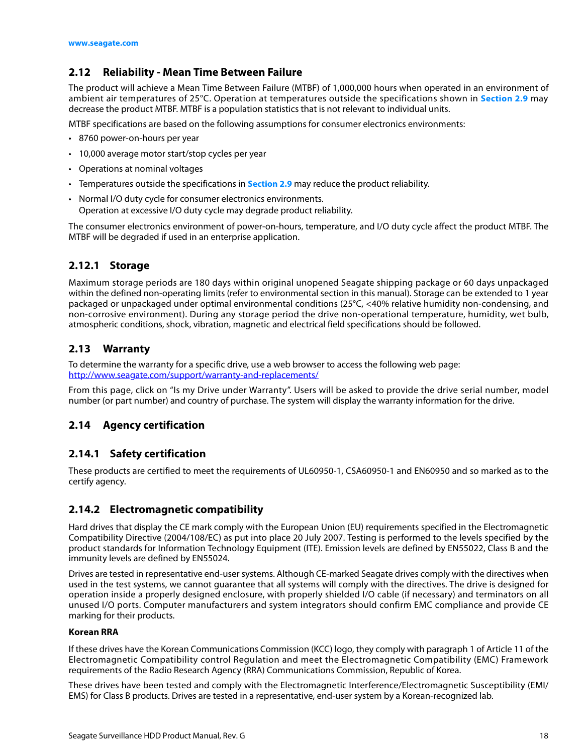## 2.12 Reliability - Mean Time Between Failure

The product will achieve a Mean Time Between Failure (MTBF) of 1,000,000 hours when operated in an environment of ambient air temperatures of 25°C. Operation at temperatures outside the specifications shown in **Section 2.9** may decrease the product MTBF. MTBF is a population statistics that is not relevant to individual units.

MTBF specifications are based on the following assumptions for consumer electronics environments:

- 8760 power-on-hours per year
- 10,000 average motor start/stop cycles per year
- Operations at nominal voltages
- Temperatures outside the specifications in **Section 2.9** may reduce the product reliability.
- Normal I/O duty cycle for consumer electronics environments.
  Operation at excessive I/O duty cycle may degrade product reliability.

The consumer electronics environment of power-on-hours, temperature, and I/O duty cycle affect the product MTBF. The MTBF will be degraded if used in an enterprise application.

### 2.12.1 Storage

Maximum storage periods are 180 days within original unopened Seagate shipping package or 60 days unpackaged within the defined non-operating limits (refer to environmental section in this manual). Storage can be extended to 1 year packaged or unpackaged under optimal environmental conditions (25°C, <40% relative humidity non-condensing, and non-corrosive environment). During any storage period the drive non-operational temperature, humidity, wet bulb, atmospheric conditions, shock, vibration, magnetic and electrical field specifications should be followed.

## 2.13 Warranty

To determine the warranty for a specific drive, use a web browser to access the following web page:
http://www.seagate.com/support/warranty-and-replacements/

From this page, click on "Is my Drive under Warranty". Users will be asked to provide the drive serial number, model number (or part number) and country of purchase. The system will display the warranty information for the drive.

## 2.14 Agency certification

### 2.14.1 Safety certification

These products are certified to meet the requirements of UL60950-1, CSA60950-1 and EN60950 and so marked as to the certify agency.

### 2.14.2 Electromagnetic compatibility

Hard drives that display the CE mark comply with the European Union (EU) requirements specified in the Electromagnetic Compatibility Directive (2004/108/EC) as put into place 20 July 2007. Testing is performed to the levels specified by the product standards for Information Technology Equipment (ITE). Emission levels are defined by EN55022, Class B and the immunity levels are defined by EN55024.

Drives are tested in representative end-user systems. Although CE-marked Seagate drives comply with the directives when used in the test systems, we cannot guarantee that all systems will comply with the directives. The drive is designed for operation inside a properly designed enclosure, with properly shielded I/O cable (if necessary) and terminators on all unused I/O ports. Computer manufacturers and system integrators should confirm EMC compliance and provide CE marking for their products.

**Korean RRA**

If these drives have the Korean Communications Commission (KCC) logo, they comply with paragraph 1 of Article 11 of the Electromagnetic Compatibility control Regulation and meet the Electromagnetic Compatibility (EMC) Framework requirements of the Radio Research Agency (RRA) Communications Commission, Republic of Korea.

These drives have been tested and comply with the Electromagnetic Interference/Electromagnetic Susceptibility (EMI/EMS) for Class B products. Drives are tested in a representative, end-user system by a Korean-recognized lab.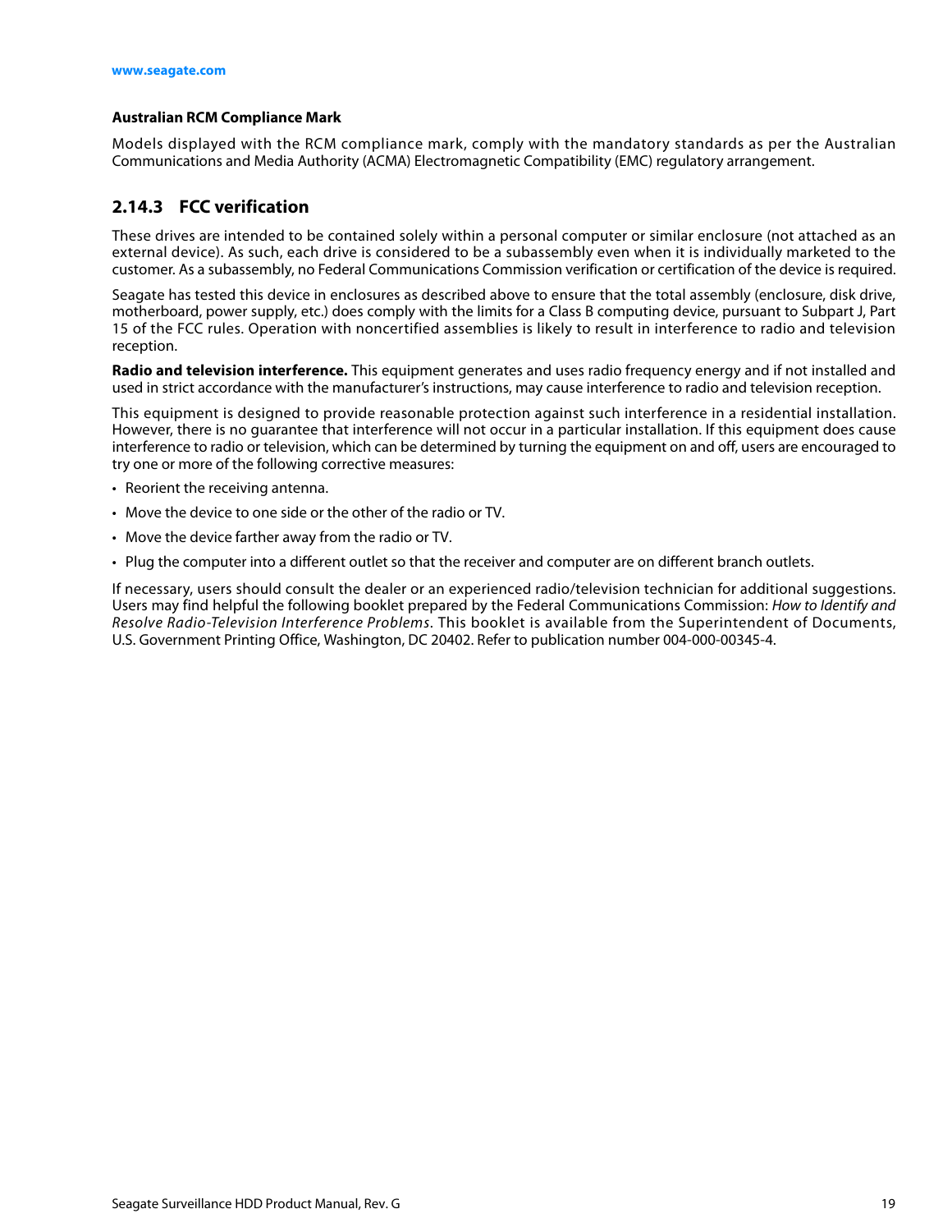**Australian RCM Compliance Mark**

Models displayed with the RCM compliance mark, comply with the mandatory standards as per the Australian Communications and Media Authority (ACMA) Electromagnetic Compatibility (EMC) regulatory arrangement.

### 2.14.3 FCC verification

These drives are intended to be contained solely within a personal computer or similar enclosure (not attached as an external device). As such, each drive is considered to be a subassembly even when it is individually marketed to the customer. As a subassembly, no Federal Communications Commission verification or certification of the device is required.

Seagate has tested this device in enclosures as described above to ensure that the total assembly (enclosure, disk drive, motherboard, power supply, etc.) does comply with the limits for a Class B computing device, pursuant to Subpart J, Part 15 of the FCC rules. Operation with noncertified assemblies is likely to result in interference to radio and television reception.

**Radio and television interference.** This equipment generates and uses radio frequency energy and if not installed and used in strict accordance with the manufacturer's instructions, may cause interference to radio and television reception.

This equipment is designed to provide reasonable protection against such interference in a residential installation. However, there is no guarantee that interference will not occur in a particular installation. If this equipment does cause interference to radio or television, which can be determined by turning the equipment on and off, users are encouraged to try one or more of the following corrective measures:

- Reorient the receiving antenna.
- Move the device to one side or the other of the radio or TV.
- Move the device farther away from the radio or TV.
- Plug the computer into a different outlet so that the receiver and computer are on different branch outlets.

If necessary, users should consult the dealer or an experienced radio/television technician for additional suggestions. Users may find helpful the following booklet prepared by the Federal Communications Commission: *How to Identify and Resolve Radio-Television Interference Problems*. This booklet is available from the Superintendent of Documents, U.S. Government Printing Office, Washington, DC 20402. Refer to publication number 004-000-00345-4.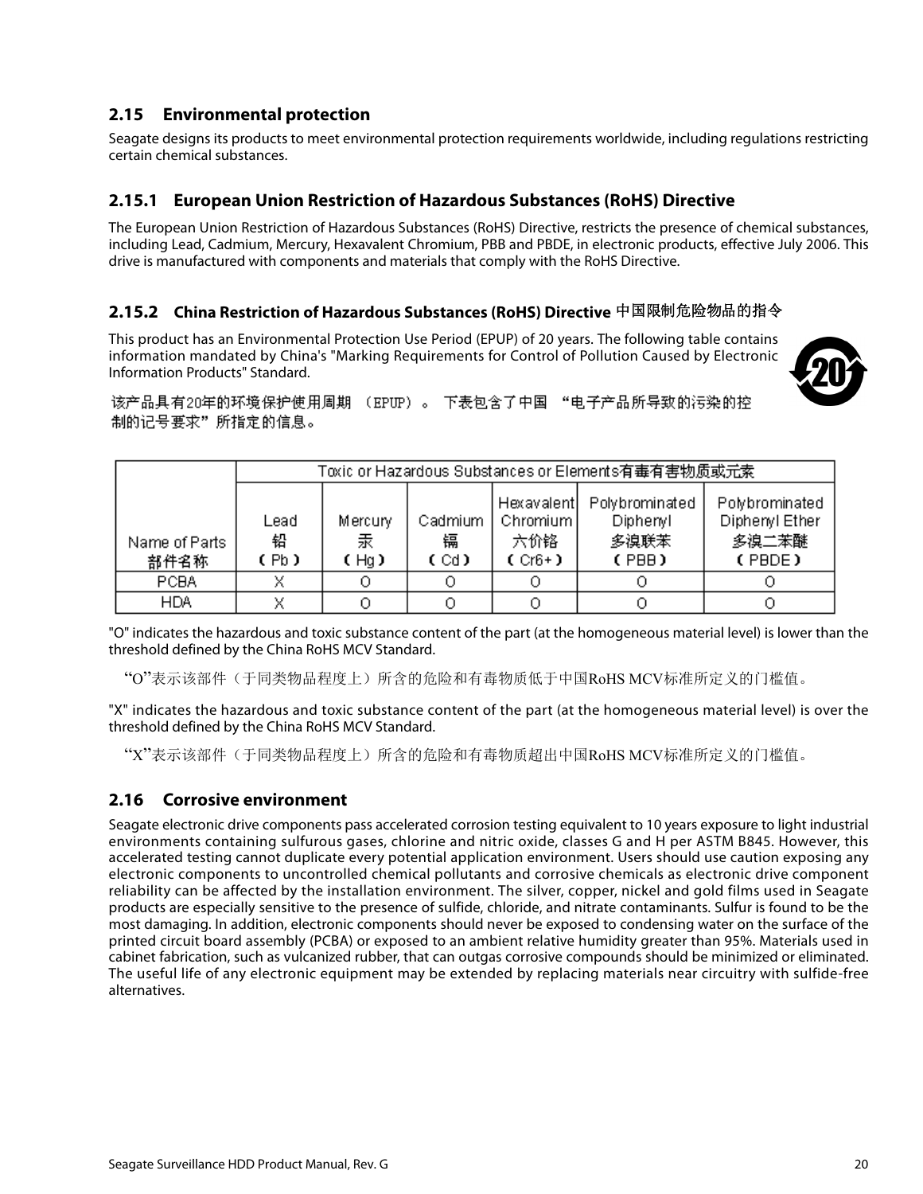## 2.15 Environmental protection

Seagate designs its products to meet environmental protection requirements worldwide, including regulations restricting certain chemical substances.

### 2.15.1 European Union Restriction of Hazardous Substances (RoHS) Directive

The European Union Restriction of Hazardous Substances (RoHS) Directive, restricts the presence of chemical substances, including Lead, Cadmium, Mercury, Hexavalent Chromium, PBB and PBDE, in electronic products, effective July 2006. This drive is manufactured with components and materials that comply with the RoHS Directive.

### 2.15.2 China Restriction of Hazardous Substances (RoHS) Directive 中国限制危险物品的指令

This product has an Environmental Protection Use Period (EPUP) of 20 years. The following table contains information mandated by China's "Marking Requirements for Control of Pollution Caused by Electronic Information Products" Standard.

该产品具有20年的环境保护使用周期 （EPUP）。 下表包含了中国 “电子产品所导致的污染的控制的记号要求”所指定的信息。

| Name of Parts 部件名称 | Toxic or Hazardous Substances or Elements有毒有害物质或元素 | | | | | |
|---|---|---|---|---|---|---|
| | Lead 铅 （Pb） | Mercury 汞 （Hg） | Cadmium 镉 （Cd） | Hexavalent Chromium 六价铬 （Cr6+） | Polybrominated Diphenyl 多溴联苯 （PBB） | Polybrominated Diphenyl Ether 多溴二苯醚 （PBDE） |
| PCBA | X | O | O | O | O | O |
| HDA | X | O | O | O | O | O |

"O" indicates the hazardous and toxic substance content of the part (at the homogeneous material level) is lower than the threshold defined by the China RoHS MCV Standard.

“O”表示该部件（于同类物品程度上）所含的危险和有毒物质低于中国RoHS MCV标准所定义的门槛值。

"X" indicates the hazardous and toxic substance content of the part (at the homogeneous material level) is over the threshold defined by the China RoHS MCV Standard.

“X”表示该部件（于同类物品程度上）所含的危险和有毒物质超出中国RoHS MCV标准所定义的门槛值。

## 2.16 Corrosive environment

Seagate electronic drive components pass accelerated corrosion testing equivalent to 10 years exposure to light industrial environments containing sulfurous gases, chlorine and nitric oxide, classes G and H per ASTM B845. However, this accelerated testing cannot duplicate every potential application environment. Users should use caution exposing any electronic components to uncontrolled chemical pollutants and corrosive chemicals as electronic drive component reliability can be affected by the installation environment. The silver, copper, nickel and gold films used in Seagate products are especially sensitive to the presence of sulfide, chloride, and nitrate contaminants. Sulfur is found to be the most damaging. In addition, electronic components should never be exposed to condensing water on the surface of the printed circuit board assembly (PCBA) or exposed to an ambient relative humidity greater than 95%. Materials used in cabinet fabrication, such as vulcanized rubber, that can outgas corrosive compounds should be minimized or eliminated. The useful life of any electronic equipment may be extended by replacing materials near circuitry with sulfide-free alternatives.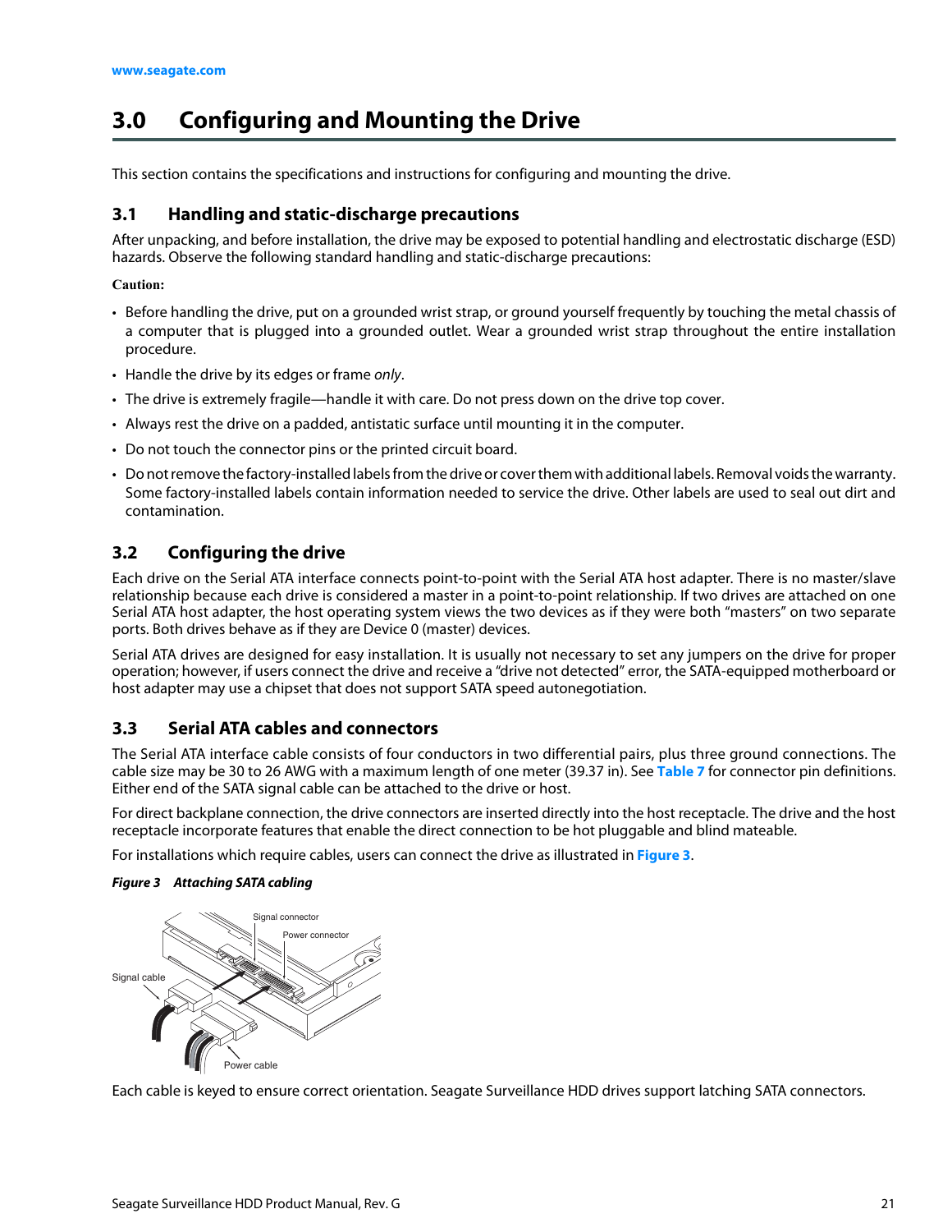# 3.0 Configuring and Mounting the Drive

This section contains the specifications and instructions for configuring and mounting the drive.

## 3.1 Handling and static-discharge precautions

After unpacking, and before installation, the drive may be exposed to potential handling and electrostatic discharge (ESD) hazards. Observe the following standard handling and static-discharge precautions:

**Caution:**

- Before handling the drive, put on a grounded wrist strap, or ground yourself frequently by touching the metal chassis of a computer that is plugged into a grounded outlet. Wear a grounded wrist strap throughout the entire installation procedure.
- Handle the drive by its edges or frame *only*.
- The drive is extremely fragile—handle it with care. Do not press down on the drive top cover.
- Always rest the drive on a padded, antistatic surface until mounting it in the computer.
- Do not touch the connector pins or the printed circuit board.
- Do not remove the factory-installed labels from the drive or cover them with additional labels. Removal voids the warranty. Some factory-installed labels contain information needed to service the drive. Other labels are used to seal out dirt and contamination.

## 3.2 Configuring the drive

Each drive on the Serial ATA interface connects point-to-point with the Serial ATA host adapter. There is no master/slave relationship because each drive is considered a master in a point-to-point relationship. If two drives are attached on one Serial ATA host adapter, the host operating system views the two devices as if they were both "masters" on two separate ports. Both drives behave as if they are Device 0 (master) devices.

Serial ATA drives are designed for easy installation. It is usually not necessary to set any jumpers on the drive for proper operation; however, if users connect the drive and receive a "drive not detected" error, the SATA-equipped motherboard or host adapter may use a chipset that does not support SATA speed autonegotiation.

## 3.3 Serial ATA cables and connectors

The Serial ATA interface cable consists of four conductors in two differential pairs, plus three ground connections. The cable size may be 30 to 26 AWG with a maximum length of one meter (39.37 in). See **Table 7** for connector pin definitions. Either end of the SATA signal cable can be attached to the drive or host.

For direct backplane connection, the drive connectors are inserted directly into the host receptacle. The drive and the host receptacle incorporate features that enable the direct connection to be hot pluggable and blind mateable.

For installations which require cables, users can connect the drive as illustrated in **Figure 3**.

***Figure 3 Attaching SATA cabling***

Signal connector

Power connector

Signal cable

Power cable

Each cable is keyed to ensure correct orientation. Seagate Surveillance HDD drives support latching SATA connectors.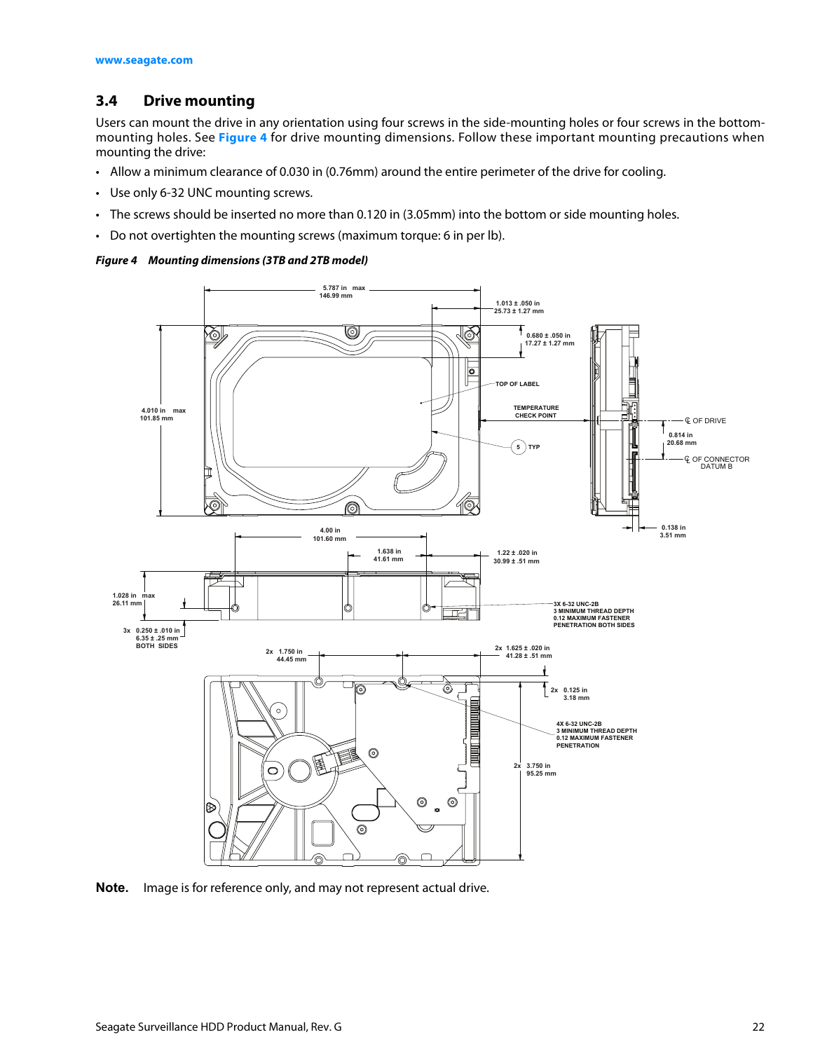## 3.4 Drive mounting

Users can mount the drive in any orientation using four screws in the side-mounting holes or four screws in the bottom-mounting holes. See **Figure 4** for drive mounting dimensions. Follow these important mounting precautions when mounting the drive:

- Allow a minimum clearance of 0.030 in (0.76mm) around the entire perimeter of the drive for cooling.
- Use only 6-32 UNC mounting screws.
- The screws should be inserted no more than 0.120 in (3.05mm) into the bottom or side mounting holes.
- Do not overtighten the mounting screws (maximum torque: 6 in per lb).

***Figure 4 Mounting dimensions (3TB and 2TB model)***

**Note.** Image is for reference only, and may not represent actual drive.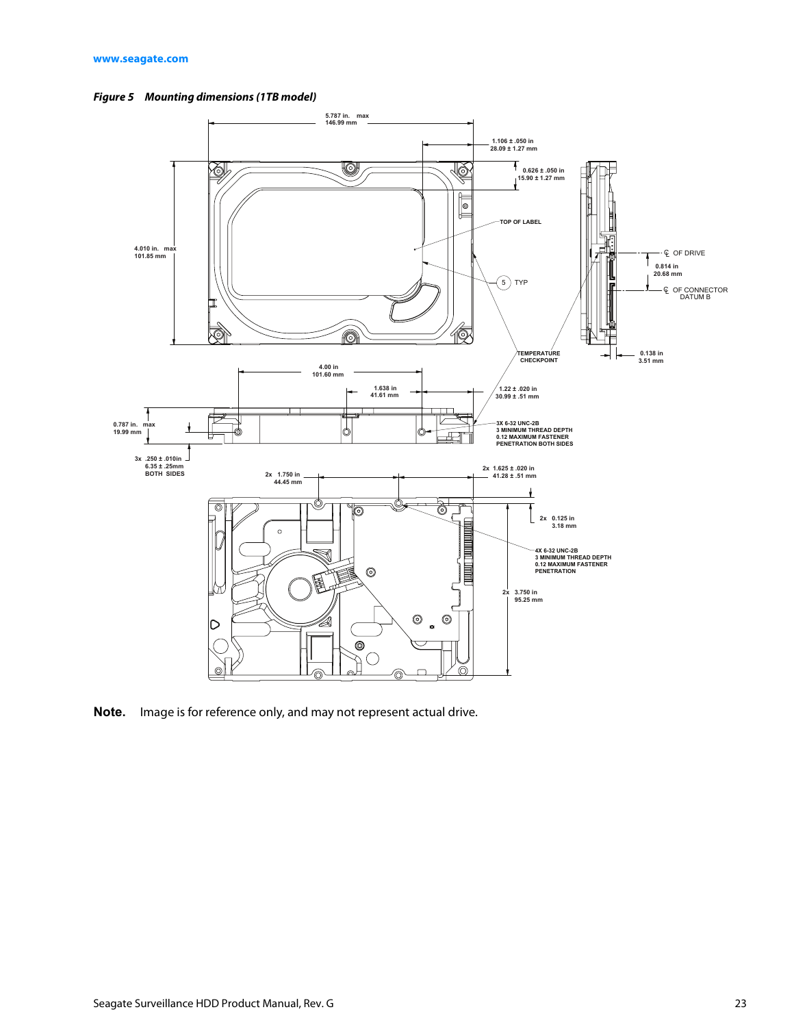***Figure 5   Mounting dimensions (1TB model)***

**Note.** Image is for reference only, and may not represent actual drive.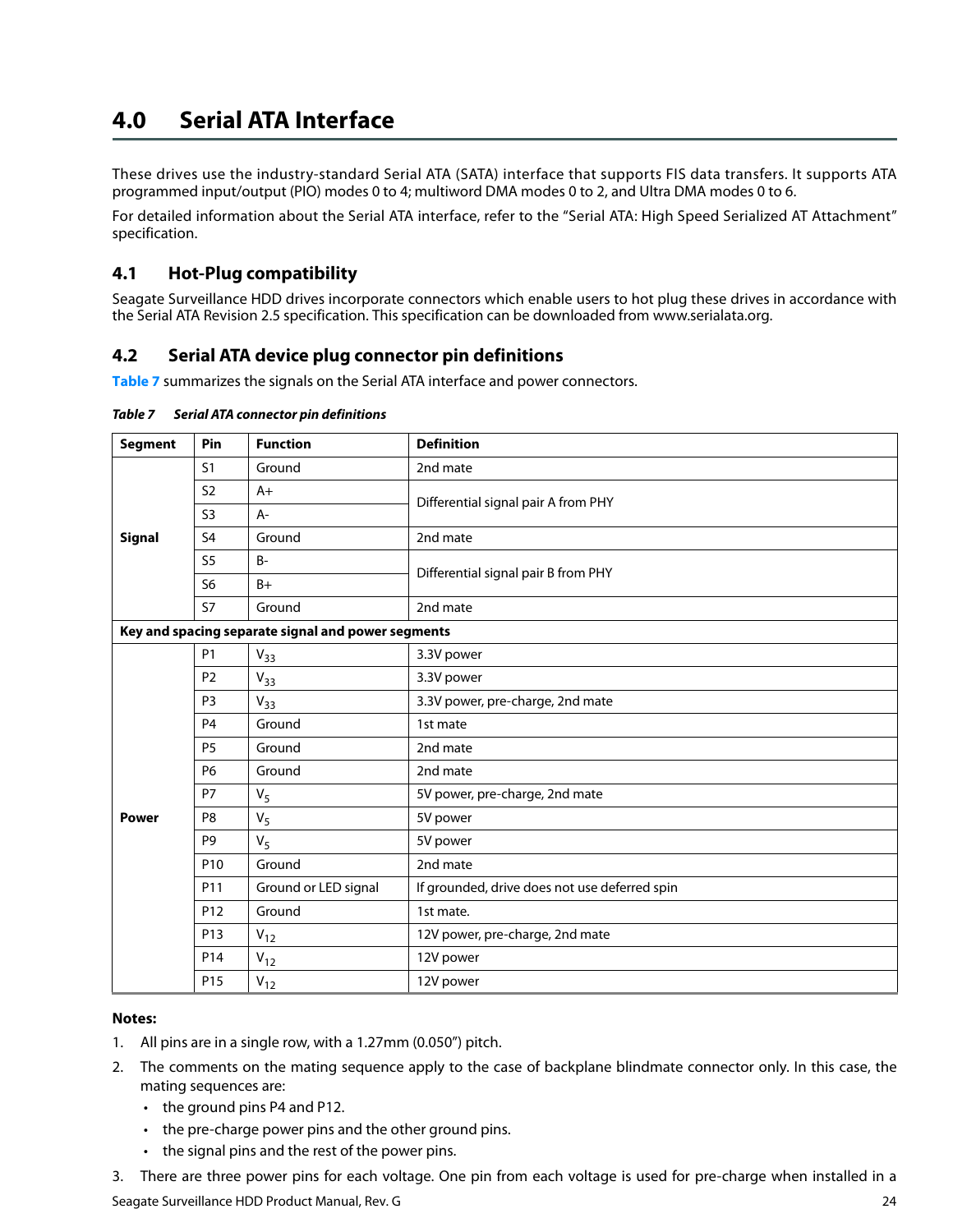# 4.0 Serial ATA Interface

These drives use the industry-standard Serial ATA (SATA) interface that supports FIS data transfers. It supports ATA programmed input/output (PIO) modes 0 to 4; multiword DMA modes 0 to 2, and Ultra DMA modes 0 to 6.

For detailed information about the Serial ATA interface, refer to the "Serial ATA: High Speed Serialized AT Attachment" specification.

## 4.1 Hot-Plug compatibility

Seagate Surveillance HDD drives incorporate connectors which enable users to hot plug these drives in accordance with the Serial ATA Revision 2.5 specification. This specification can be downloaded from www.serialata.org.

## 4.2 Serial ATA device plug connector pin definitions

Table 7 summarizes the signals on the Serial ATA interface and power connectors.

***Table 7 Serial ATA connector pin definitions***

| Segment | Pin | Function | Definition |
|---|---|---|---|
| **Signal** | S1 | Ground | 2nd mate |
| | S2 | A+ | Differential signal pair A from PHY |
| | S3 | A- | |
| | S4 | Ground | 2nd mate |
| | S5 | B- | Differential signal pair B from PHY |
| | S6 | B+ | |
| | S7 | Ground | 2nd mate |
| **Key and spacing separate signal and power segments** | | | |
| **Power** | P1 | $V_{33}$ | 3.3V power |
| | P2 | $V_{33}$ | 3.3V power |
| | P3 | $V_{33}$ | 3.3V power, pre-charge, 2nd mate |
| | P4 | Ground | 1st mate |
| | P5 | Ground | 2nd mate |
| | P6 | Ground | 2nd mate |
| | P7 | $V_5$ | 5V power, pre-charge, 2nd mate |
| | P8 | $V_5$ | 5V power |
| | P9 | $V_5$ | 5V power |
| | P10 | Ground | 2nd mate |
| | P11 | Ground or LED signal | If grounded, drive does not use deferred spin |
| | P12 | Ground | 1st mate. |
| | P13 | $V_{12}$ | 12V power, pre-charge, 2nd mate |
| | P14 | $V_{12}$ | 12V power |
| | P15 | $V_{12}$ | 12V power |

**Notes:**

1. All pins are in a single row, with a 1.27mm (0.050") pitch.
2. The comments on the mating sequence apply to the case of backplane blindmate connector only. In this case, the mating sequences are:
   - the ground pins P4 and P12.
   - the pre-charge power pins and the other ground pins.
   - the signal pins and the rest of the power pins.
3. There are three power pins for each voltage. One pin from each voltage is used for pre-charge when installed in a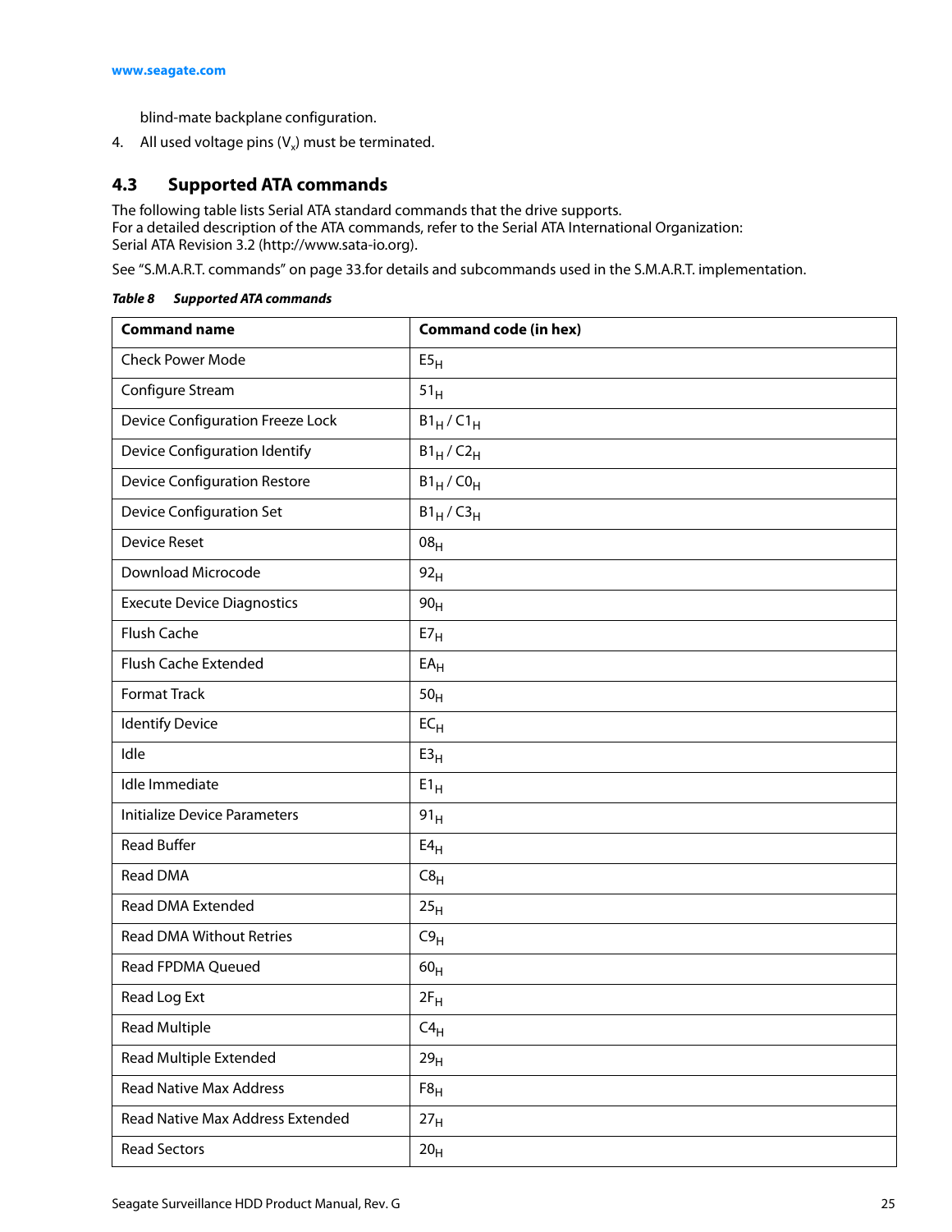blind-mate backplane configuration.

4. All used voltage pins ($V_x$) must be terminated.

## 4.3 Supported ATA commands

The following table lists Serial ATA standard commands that the drive supports.
For a detailed description of the ATA commands, refer to the Serial ATA International Organization:
Serial ATA Revision 3.2 (http://www.sata-io.org).

See "S.M.A.R.T. commands" on page 33.for details and subcommands used in the S.M.A.R.T. implementation.

***Table 8 Supported ATA commands***

| Command name | Command code (in hex) |
|---|---|
| Check Power Mode | $E5_H$ |
| Configure Stream | $51_H$ |
| Device Configuration Freeze Lock | $B1_H$ / $C1_H$ |
| Device Configuration Identify | $B1_H$ / $C2_H$ |
| Device Configuration Restore | $B1_H$ / $C0_H$ |
| Device Configuration Set | $B1_H$ / $C3_H$ |
| Device Reset | $08_H$ |
| Download Microcode | $92_H$ |
| Execute Device Diagnostics | $90_H$ |
| Flush Cache | $E7_H$ |
| Flush Cache Extended | $EA_H$ |
| Format Track | $50_H$ |
| Identify Device | $EC_H$ |
| Idle | $E3_H$ |
| Idle Immediate | $E1_H$ |
| Initialize Device Parameters | $91_H$ |
| Read Buffer | $E4_H$ |
| Read DMA | $C8_H$ |
| Read DMA Extended | $25_H$ |
| Read DMA Without Retries | $C9_H$ |
| Read FPDMA Queued | $60_H$ |
| Read Log Ext | $2F_H$ |
| Read Multiple | $C4_H$ |
| Read Multiple Extended | $29_H$ |
| Read Native Max Address | $F8_H$ |
| Read Native Max Address Extended | $27_H$ |
| Read Sectors | $20_H$ |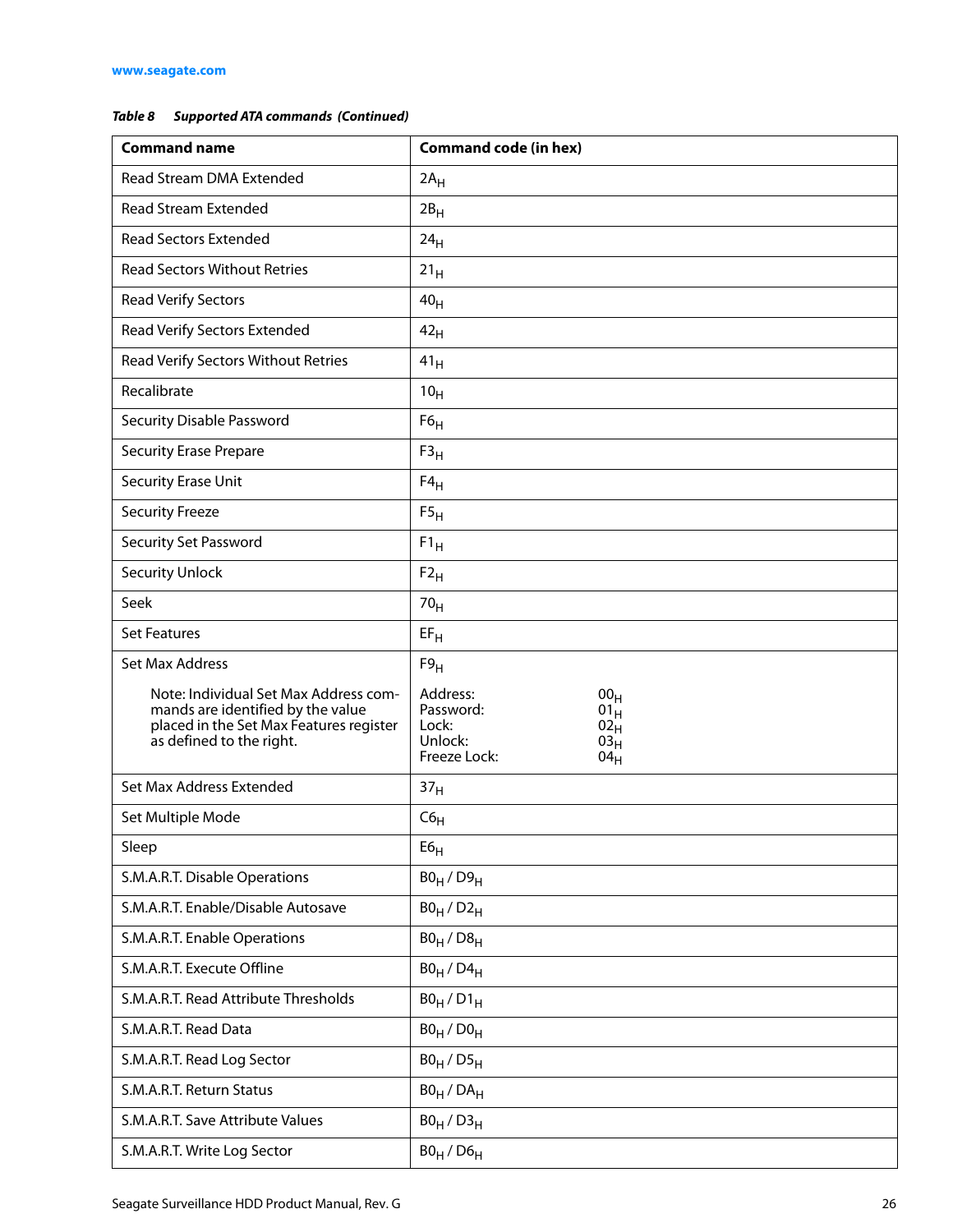**Table 8 Supported ATA commands (Continued)**

| Command name | Command code (in hex) |
|---|---|
| Read Stream DMA Extended | $2A_H$ |
| Read Stream Extended | $2B_H$ |
| Read Sectors Extended | $24_H$ |
| Read Sectors Without Retries | $21_H$ |
| Read Verify Sectors | $40_H$ |
| Read Verify Sectors Extended | $42_H$ |
| Read Verify Sectors Without Retries | $41_H$ |
| Recalibrate | $10_H$ |
| Security Disable Password | $F6_H$ |
| Security Erase Prepare | $F3_H$ |
| Security Erase Unit | $F4_H$ |
| Security Freeze | $F5_H$ |
| Security Set Password | $F1_H$ |
| Security Unlock | $F2_H$ |
| Seek | $70_H$ |
| Set Features | $EF_H$ |
| Set Max Address<br><br>Note: Individual Set Max Address commands are identified by the value placed in the Set Max Features register as defined to the right. | $F9_H$<br><br>Address: $00_H$<br>Password: $01_H$<br>Lock: $02_H$<br>Unlock: $03_H$<br>Freeze Lock: $04_H$ |
| Set Max Address Extended | $37_H$ |
| Set Multiple Mode | $C6_H$ |
| Sleep | $E6_H$ |
| S.M.A.R.T. Disable Operations | $B0_H$ / $D9_H$ |
| S.M.A.R.T. Enable/Disable Autosave | $B0_H$ / $D2_H$ |
| S.M.A.R.T. Enable Operations | $B0_H$ / $D8_H$ |
| S.M.A.R.T. Execute Offline | $B0_H$ / $D4_H$ |
| S.M.A.R.T. Read Attribute Thresholds | $B0_H$ / $D1_H$ |
| S.M.A.R.T. Read Data | $B0_H$ / $D0_H$ |
| S.M.A.R.T. Read Log Sector | $B0_H$ / $D5_H$ |
| S.M.A.R.T. Return Status | $B0_H$ / $DA_H$ |
| S.M.A.R.T. Save Attribute Values | $B0_H$ / $D3_H$ |
| S.M.A.R.T. Write Log Sector | $B0_H$ / $D6_H$ |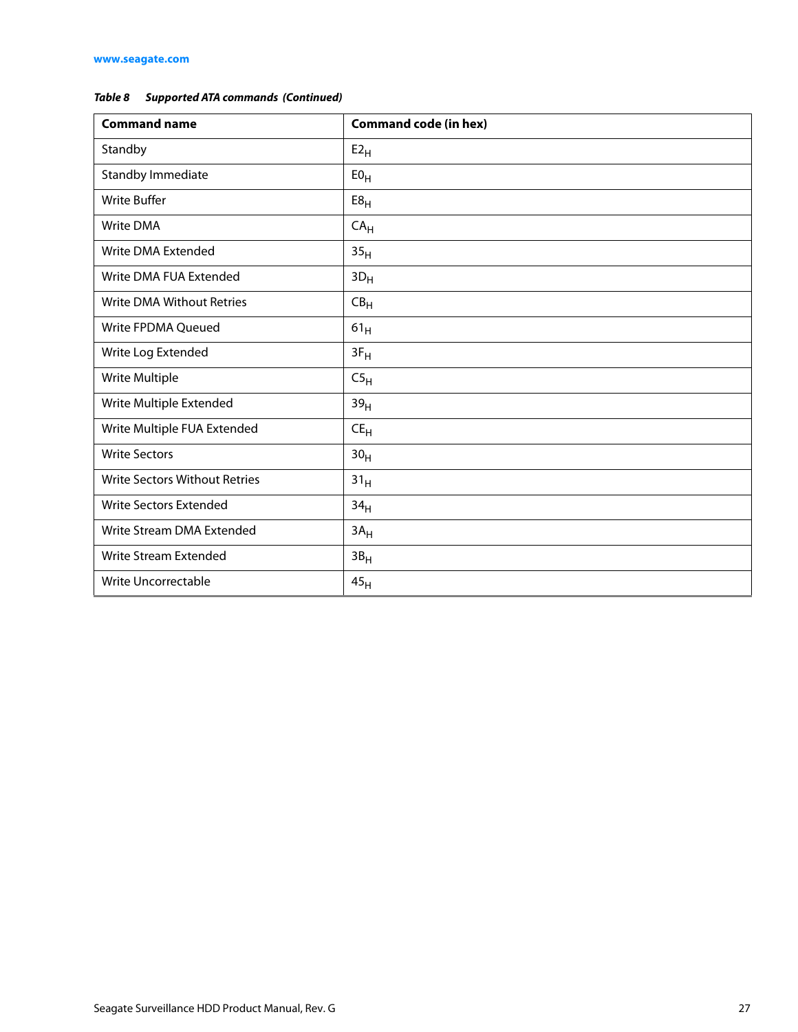*Table 8 Supported ATA commands (Continued)*

| Command name | Command code (in hex) |
| --- | --- |
| Standby | $E2_H$ |
| Standby Immediate | $E0_H$ |
| Write Buffer | $E8_H$ |
| Write DMA | $CA_H$ |
| Write DMA Extended | $35_H$ |
| Write DMA FUA Extended | $3D_H$ |
| Write DMA Without Retries | $CB_H$ |
| Write FPDMA Queued | $61_H$ |
| Write Log Extended | $3F_H$ |
| Write Multiple | $C5_H$ |
| Write Multiple Extended | $39_H$ |
| Write Multiple FUA Extended | $CE_H$ |
| Write Sectors | $30_H$ |
| Write Sectors Without Retries | $31_H$ |
| Write Sectors Extended | $34_H$ |
| Write Stream DMA Extended | $3A_H$ |
| Write Stream Extended | $3B_H$ |
| Write Uncorrectable | $45_H$ |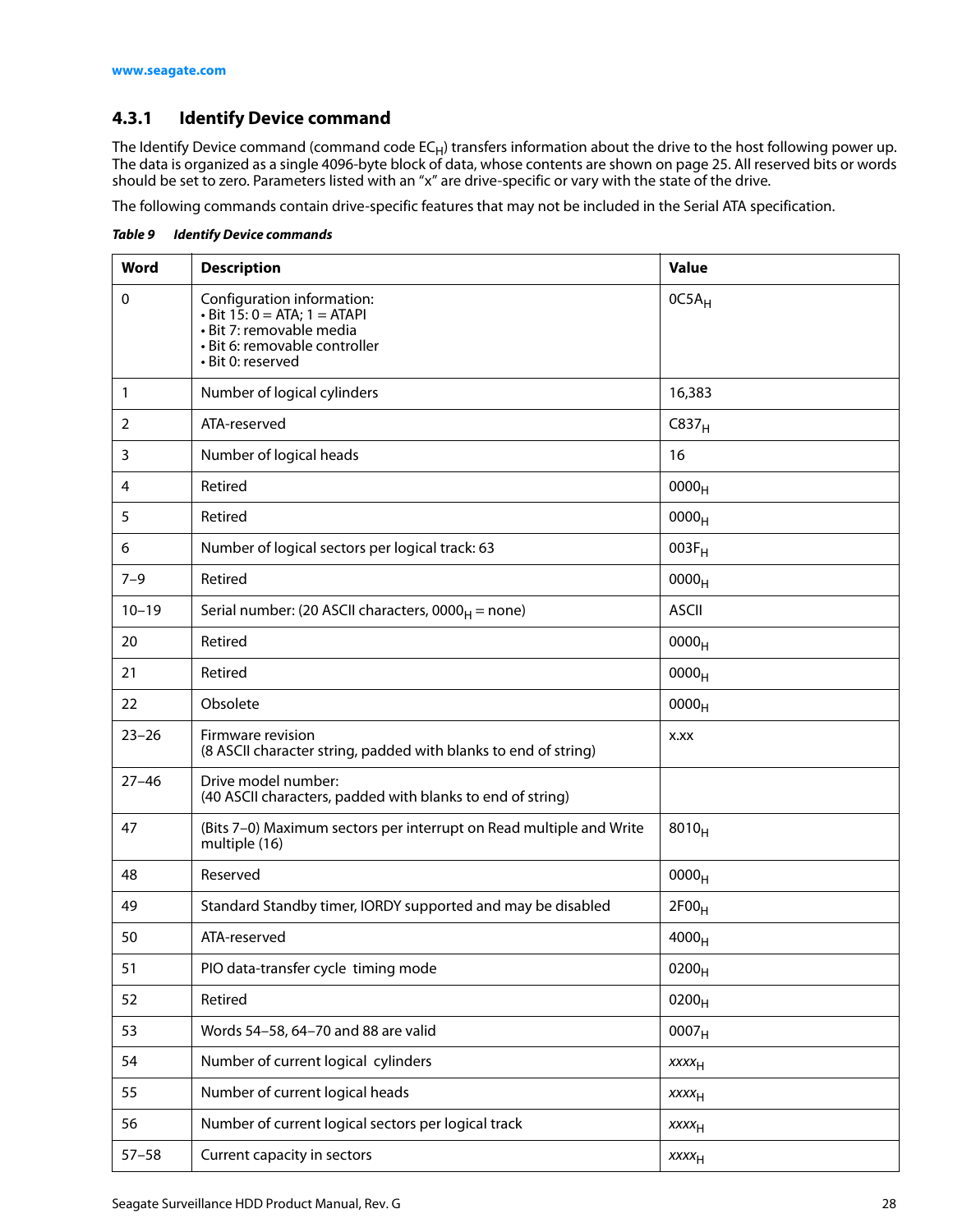### 4.3.1 Identify Device command

The Identify Device command (command code $EC_H$) transfers information about the drive to the host following power up. The data is organized as a single 4096-byte block of data, whose contents are shown on page 25. All reserved bits or words should be set to zero. Parameters listed with an "x" are drive-specific or vary with the state of the drive.

The following commands contain drive-specific features that may not be included in the Serial ATA specification.

***Table 9 Identify Device commands***

| Word | Description | Value |
|---|---|---|
| 0 | Configuration information:<br>• Bit 15: 0 = ATA; 1 = ATAPI<br>• Bit 7: removable media<br>• Bit 6: removable controller<br>• Bit 0: reserved | $0C5A_H$ |
| 1 | Number of logical cylinders | 16,383 |
| 2 | ATA-reserved | $C837_H$ |
| 3 | Number of logical heads | 16 |
| 4 | Retired | $0000_H$ |
| 5 | Retired | $0000_H$ |
| 6 | Number of logical sectors per logical track: 63 | $003F_H$ |
| 7–9 | Retired | $0000_H$ |
| 10–19 | Serial number: (20 ASCII characters, $0000_H$ = none) | ASCII |
| 20 | Retired | $0000_H$ |
| 21 | Retired | $0000_H$ |
| 22 | Obsolete | $0000_H$ |
| 23–26 | Firmware revision<br>(8 ASCII character string, padded with blanks to end of string) | x.xx |
| 27–46 | Drive model number:<br>(40 ASCII characters, padded with blanks to end of string) | |
| 47 | (Bits 7–0) Maximum sectors per interrupt on Read multiple and Write multiple (16) | $8010_H$ |
| 48 | Reserved | $0000_H$ |
| 49 | Standard Standby timer, IORDY supported and may be disabled | $2F00_H$ |
| 50 | ATA-reserved | $4000_H$ |
| 51 | PIO data-transfer cycle timing mode | $0200_H$ |
| 52 | Retired | $0200_H$ |
| 53 | Words 54–58, 64–70 and 88 are valid | $0007_H$ |
| 54 | Number of current logical cylinders | $xxxx_H$ |
| 55 | Number of current logical heads | $xxxx_H$ |
| 56 | Number of current logical sectors per logical track | $xxxx_H$ |
| 57–58 | Current capacity in sectors | $xxxx_H$ |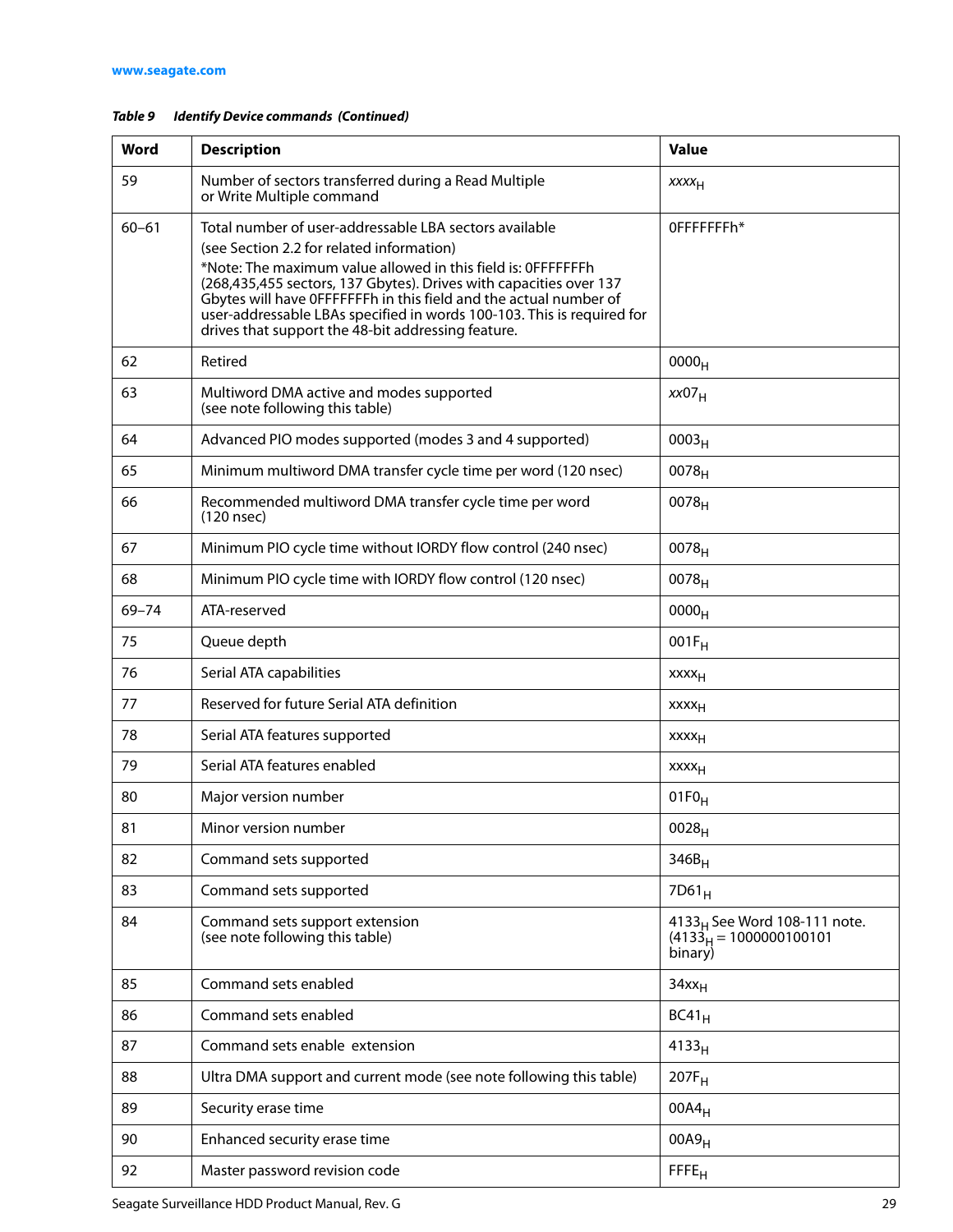*Table 9 Identify Device commands (Continued)*

| Word | Description | Value |
|---|---|---|
| 59 | Number of sectors transferred during a Read Multiple or Write Multiple command | *xxxx*$_H$ |
| 60–61 | Total number of user-addressable LBA sectors available (see Section 2.2 for related information) *Note: The maximum value allowed in this field is: 0FFFFFFFh (268,435,455 sectors, 137 Gbytes). Drives with capacities over 137 Gbytes will have 0FFFFFFFh in this field and the actual number of user-addressable LBAs specified in words 100-103. This is required for drives that support the 48-bit addressing feature. | 0FFFFFFFh* |
| 62 | Retired | 0000$_H$ |
| 63 | Multiword DMA active and modes supported (see note following this table) | *xx*07$_H$ |
| 64 | Advanced PIO modes supported (modes 3 and 4 supported) | 0003$_H$ |
| 65 | Minimum multiword DMA transfer cycle time per word (120 nsec) | 0078$_H$ |
| 66 | Recommended multiword DMA transfer cycle time per word (120 nsec) | 0078$_H$ |
| 67 | Minimum PIO cycle time without IORDY flow control (240 nsec) | 0078$_H$ |
| 68 | Minimum PIO cycle time with IORDY flow control (120 nsec) | 0078$_H$ |
| 69–74 | ATA-reserved | 0000$_H$ |
| 75 | Queue depth | 001F$_H$ |
| 76 | Serial ATA capabilities | xxxx$_H$ |
| 77 | Reserved for future Serial ATA definition | xxxx$_H$ |
| 78 | Serial ATA features supported | xxxx$_H$ |
| 79 | Serial ATA features enabled | xxxx$_H$ |
| 80 | Major version number | 01F0$_H$ |
| 81 | Minor version number | 0028$_H$ |
| 82 | Command sets supported | 346B$_H$ |
| 83 | Command sets supported | 7D61$_H$ |
| 84 | Command sets support extension (see note following this table) | 4133$_H$ See Word 108-111 note. (4133$_H$ = 1000000100101 binary) |
| 85 | Command sets enabled | 34xx$_H$ |
| 86 | Command sets enabled | BC41$_H$ |
| 87 | Command sets enable extension | 4133$_H$ |
| 88 | Ultra DMA support and current mode (see note following this table) | 207F$_H$ |
| 89 | Security erase time | 00A4$_H$ |
| 90 | Enhanced security erase time | 00A9$_H$ |
| 92 | Master password revision code | FFFE$_H$ |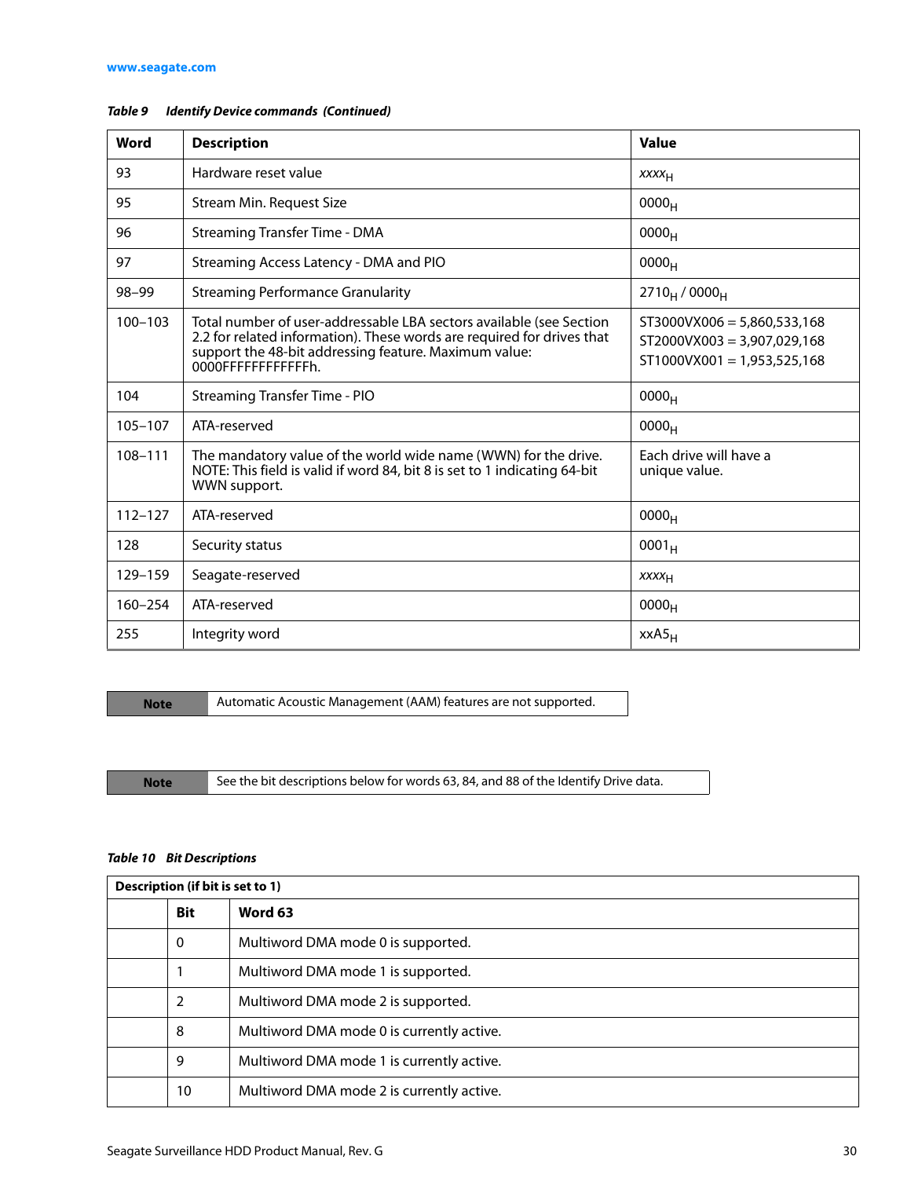*Table 9 Identify Device commands (Continued)*

| Word | Description | Value |
|---|---|---|
| 93 | Hardware reset value | $xxxx_H$ |
| 95 | Stream Min. Request Size | $0000_H$ |
| 96 | Streaming Transfer Time - DMA | $0000_H$ |
| 97 | Streaming Access Latency - DMA and PIO | $0000_H$ |
| 98–99 | Streaming Performance Granularity | $2710_H$ / $0000_H$ |
| 100–103 | Total number of user-addressable LBA sectors available (see Section 2.2 for related information). These words are required for drives that support the 48-bit addressing feature. Maximum value: 0000FFFFFFFFFFFFh. | ST3000VX006 = 5,860,533,168<br>ST2000VX003 = 3,907,029,168<br>ST1000VX001 = 1,953,525,168 |
| 104 | Streaming Transfer Time - PIO | $0000_H$ |
| 105–107 | ATA-reserved | $0000_H$ |
| 108–111 | The mandatory value of the world wide name (WWN) for the drive. NOTE: This field is valid if word 84, bit 8 is set to 1 indicating 64-bit WWN support. | Each drive will have a unique value. |
| 112–127 | ATA-reserved | $0000_H$ |
| 128 | Security status | $0001_H$ |
| 129–159 | Seagate-reserved | $xxxx_H$ |
| 160–254 | ATA-reserved | $0000_H$ |
| 255 | Integrity word | $xxA5_H$ |

| Note | Automatic Acoustic Management (AAM) features are not supported. |
|---|---|

| Note | See the bit descriptions below for words 63, 84, and 88 of the Identify Drive data. |
|---|---|

*Table 10 Bit Descriptions*

| Description (if bit is set to 1) | | |
|---|---|---|
| | **Bit** | **Word 63** |
| | 0 | Multiword DMA mode 0 is supported. |
| | 1 | Multiword DMA mode 1 is supported. |
| | 2 | Multiword DMA mode 2 is supported. |
| | 8 | Multiword DMA mode 0 is currently active. |
| | 9 | Multiword DMA mode 1 is currently active. |
| | 10 | Multiword DMA mode 2 is currently active. |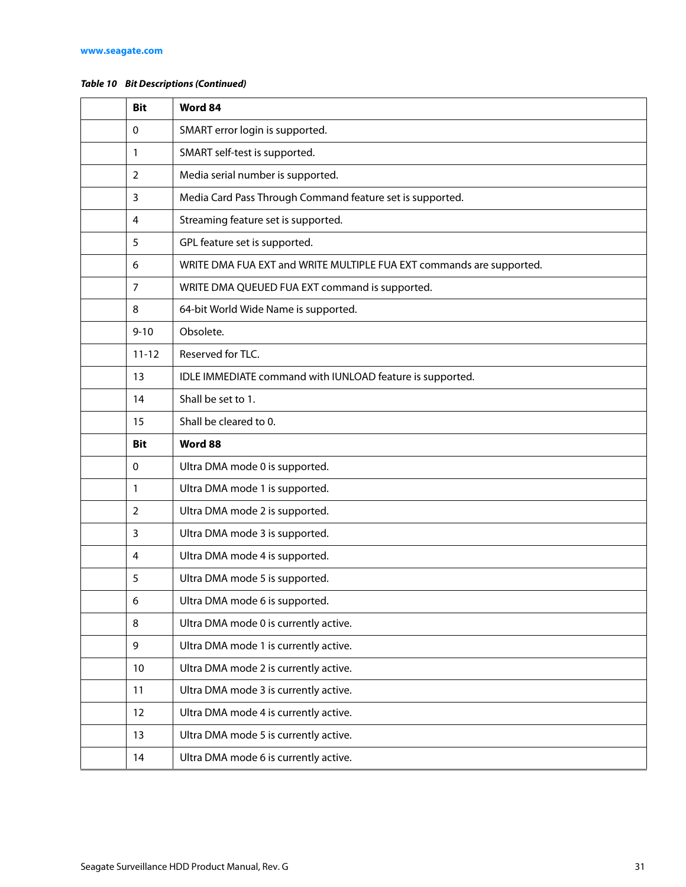**Table 10 Bit Descriptions (Continued)**

| | Bit | Word 84 |
|---|---|---|
| | 0 | SMART error login is supported. |
| | 1 | SMART self-test is supported. |
| | 2 | Media serial number is supported. |
| | 3 | Media Card Pass Through Command feature set is supported. |
| | 4 | Streaming feature set is supported. |
| | 5 | GPL feature set is supported. |
| | 6 | WRITE DMA FUA EXT and WRITE MULTIPLE FUA EXT commands are supported. |
| | 7 | WRITE DMA QUEUED FUA EXT command is supported. |
| | 8 | 64-bit World Wide Name is supported. |
| | 9-10 | Obsolete. |
| | 11-12 | Reserved for TLC. |
| | 13 | IDLE IMMEDIATE command with IUNLOAD feature is supported. |
| | 14 | Shall be set to 1. |
| | 15 | Shall be cleared to 0. |
| | **Bit** | **Word 88** |
| | 0 | Ultra DMA mode 0 is supported. |
| | 1 | Ultra DMA mode 1 is supported. |
| | 2 | Ultra DMA mode 2 is supported. |
| | 3 | Ultra DMA mode 3 is supported. |
| | 4 | Ultra DMA mode 4 is supported. |
| | 5 | Ultra DMA mode 5 is supported. |
| | 6 | Ultra DMA mode 6 is supported. |
| | 8 | Ultra DMA mode 0 is currently active. |
| | 9 | Ultra DMA mode 1 is currently active. |
| | 10 | Ultra DMA mode 2 is currently active. |
| | 11 | Ultra DMA mode 3 is currently active. |
| | 12 | Ultra DMA mode 4 is currently active. |
| | 13 | Ultra DMA mode 5 is currently active. |
| | 14 | Ultra DMA mode 6 is currently active. |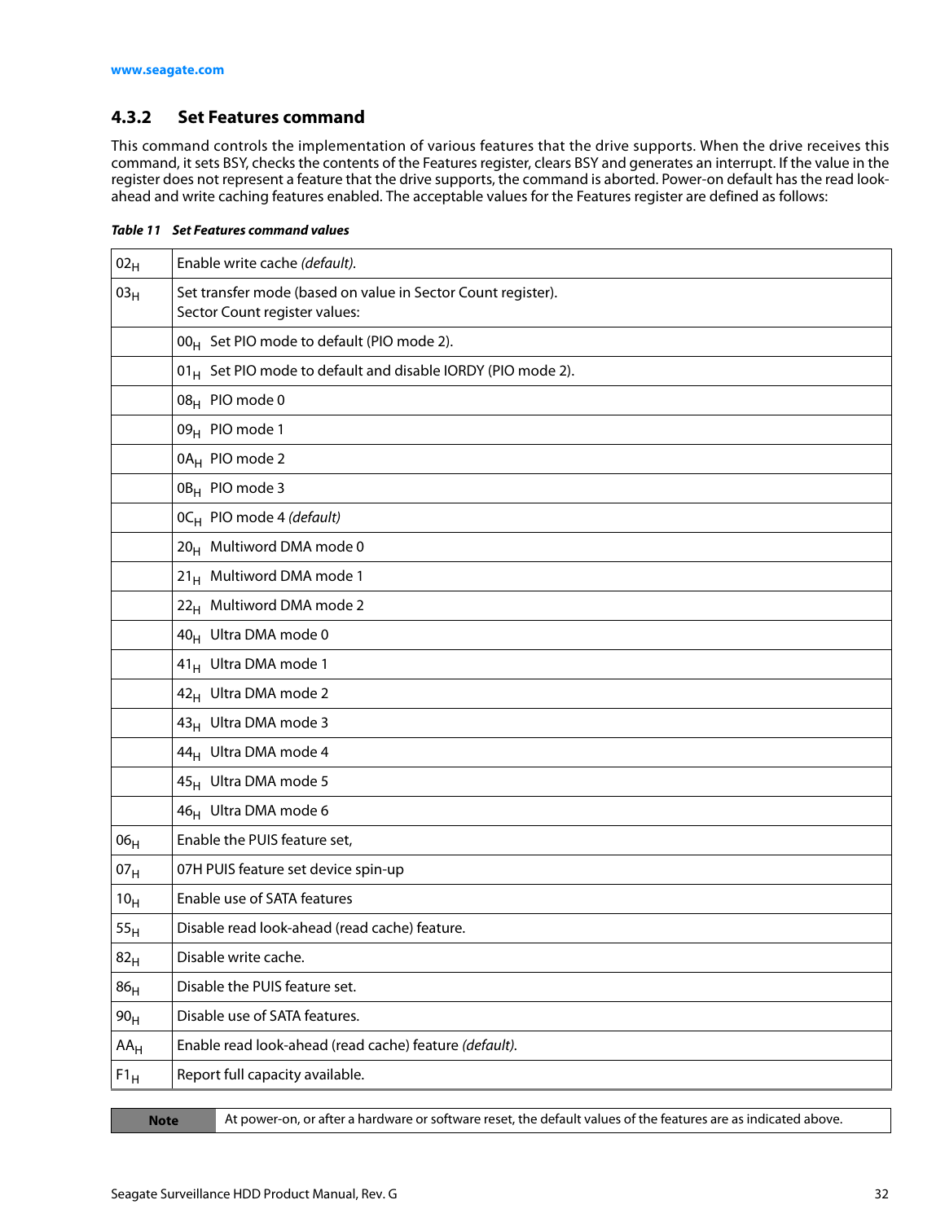### 4.3.2 Set Features command

This command controls the implementation of various features that the drive supports. When the drive receives this command, it sets BSY, checks the contents of the Features register, clears BSY and generates an interrupt. If the value in the register does not represent a feature that the drive supports, the command is aborted. Power-on default has the read look-ahead and write caching features enabled. The acceptable values for the Features register are defined as follows:

***Table 11 Set Features command values***

| | |
|---|---|
| $02_H$ | Enable write cache *(default).* |
| $03_H$ | Set transfer mode (based on value in Sector Count register).<br>Sector Count register values: |
| | $00_H$ Set PIO mode to default (PIO mode 2). |
| | $01_H$ Set PIO mode to default and disable IORDY (PIO mode 2). |
| | $08_H$ PIO mode 0 |
| | $09_H$ PIO mode 1 |
| | $0A_H$ PIO mode 2 |
| | $0B_H$ PIO mode 3 |
| | $0C_H$ PIO mode 4 *(default)* |
| | $20_H$ Multiword DMA mode 0 |
| | $21_H$ Multiword DMA mode 1 |
| | $22_H$ Multiword DMA mode 2 |
| | $40_H$ Ultra DMA mode 0 |
| | $41_H$ Ultra DMA mode 1 |
| | $42_H$ Ultra DMA mode 2 |
| | $43_H$ Ultra DMA mode 3 |
| | $44_H$ Ultra DMA mode 4 |
| | $45_H$ Ultra DMA mode 5 |
| | $46_H$ Ultra DMA mode 6 |
| $06_H$ | Enable the PUIS feature set, |
| $07_H$ | 07H PUIS feature set device spin-up |
| $10_H$ | Enable use of SATA features |
| $55_H$ | Disable read look-ahead (read cache) feature. |
| $82_H$ | Disable write cache. |
| $86_H$ | Disable the PUIS feature set. |
| $90_H$ | Disable use of SATA features. |
| $AA_H$ | Enable read look-ahead (read cache) feature *(default).* |
| $F1_H$ | Report full capacity available. |

| **Note** | At power-on, or after a hardware or software reset, the default values of the features are as indicated above. |
|---|---|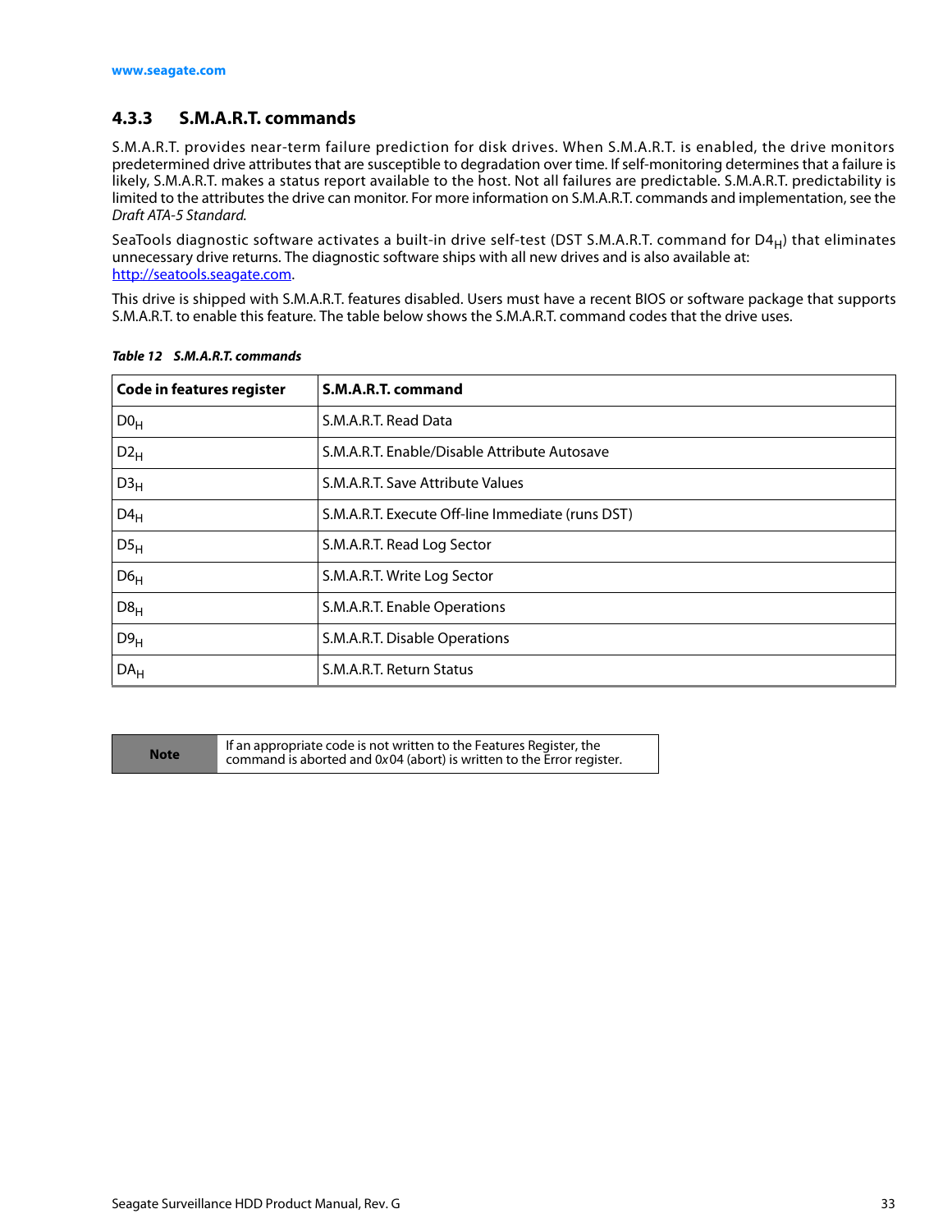### 4.3.3 S.M.A.R.T. commands

S.M.A.R.T. provides near-term failure prediction for disk drives. When S.M.A.R.T. is enabled, the drive monitors predetermined drive attributes that are susceptible to degradation over time. If self-monitoring determines that a failure is likely, S.M.A.R.T. makes a status report available to the host. Not all failures are predictable. S.M.A.R.T. predictability is limited to the attributes the drive can monitor. For more information on S.M.A.R.T. commands and implementation, see the *Draft ATA-5 Standard.*

SeaTools diagnostic software activates a built-in drive self-test (DST S.M.A.R.T. command for $D4_H$) that eliminates unnecessary drive returns. The diagnostic software ships with all new drives and is also available at: http://seatools.seagate.com.

This drive is shipped with S.M.A.R.T. features disabled. Users must have a recent BIOS or software package that supports S.M.A.R.T. to enable this feature. The table below shows the S.M.A.R.T. command codes that the drive uses.

***Table 12 S.M.A.R.T. commands***

| Code in features register | S.M.A.R.T. command |
|---|---|
| $D0_H$ | S.M.A.R.T. Read Data |
| $D2_H$ | S.M.A.R.T. Enable/Disable Attribute Autosave |
| $D3_H$ | S.M.A.R.T. Save Attribute Values |
| $D4_H$ | S.M.A.R.T. Execute Off-line Immediate (runs DST) |
| $D5_H$ | S.M.A.R.T. Read Log Sector |
| $D6_H$ | S.M.A.R.T. Write Log Sector |
| $D8_H$ | S.M.A.R.T. Enable Operations |
| $D9_H$ | S.M.A.R.T. Disable Operations |
| $DA_H$ | S.M.A.R.T. Return Status |

| **Note** | If an appropriate code is not written to the Features Register, the command is aborted and 0x04 (abort) is written to the Error register. |
|---|---|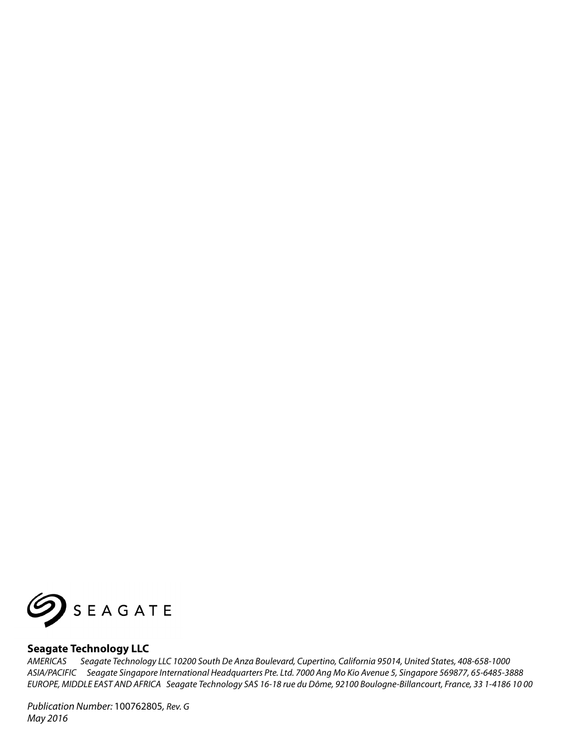SEAGATE

**Seagate Technology LLC**

*AMERICAS Seagate Technology LLC 10200 South De Anza Boulevard, Cupertino, California 95014, United States, 408-658-1000*
*ASIA/PACIFIC Seagate Singapore International Headquarters Pte. Ltd. 7000 Ang Mo Kio Avenue 5, Singapore 569877, 65-6485-3888*
*EUROPE, MIDDLE EAST AND AFRICA Seagate Technology SAS 16-18 rue du Dôme, 92100 Boulogne-Billancourt, France, 33 1-4186 10 00*

*Publication Number:* 100762805, *Rev. G*
*May 2016*